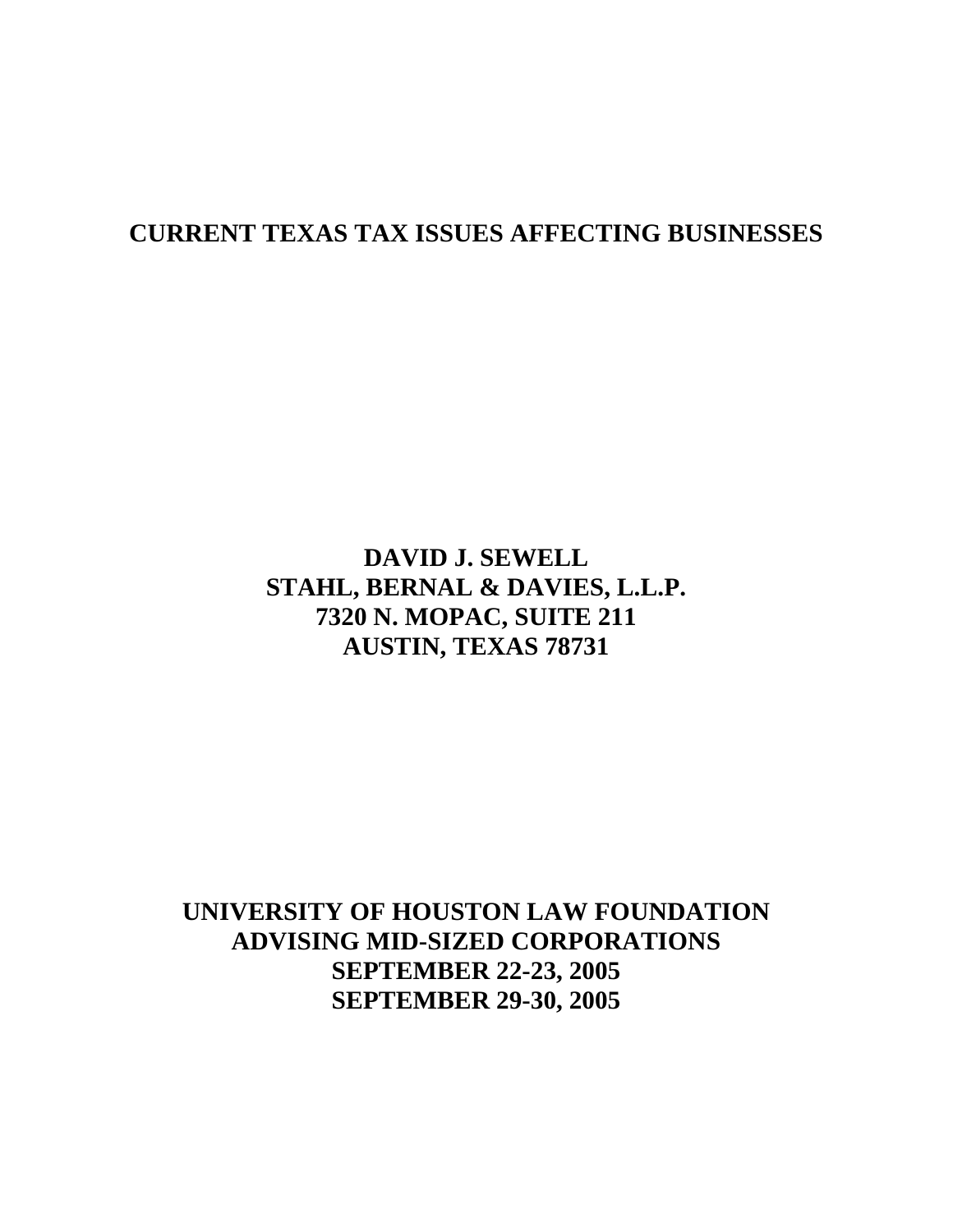# CURRENT TEXAS TAX ISSUES AFFECTING BUSINESSES

**DAVID J. SEWELL**
**STAHL, BERNAL & DAVIES, L.L.P.**
**7320 N. MOPAC, SUITE 211**
**AUSTIN, TEXAS 78731**

**UNIVERSITY OF HOUSTON LAW FOUNDATION**
**ADVISING MID-SIZED CORPORATIONS**
**SEPTEMBER 22-23, 2005**
**SEPTEMBER 29-30, 2005**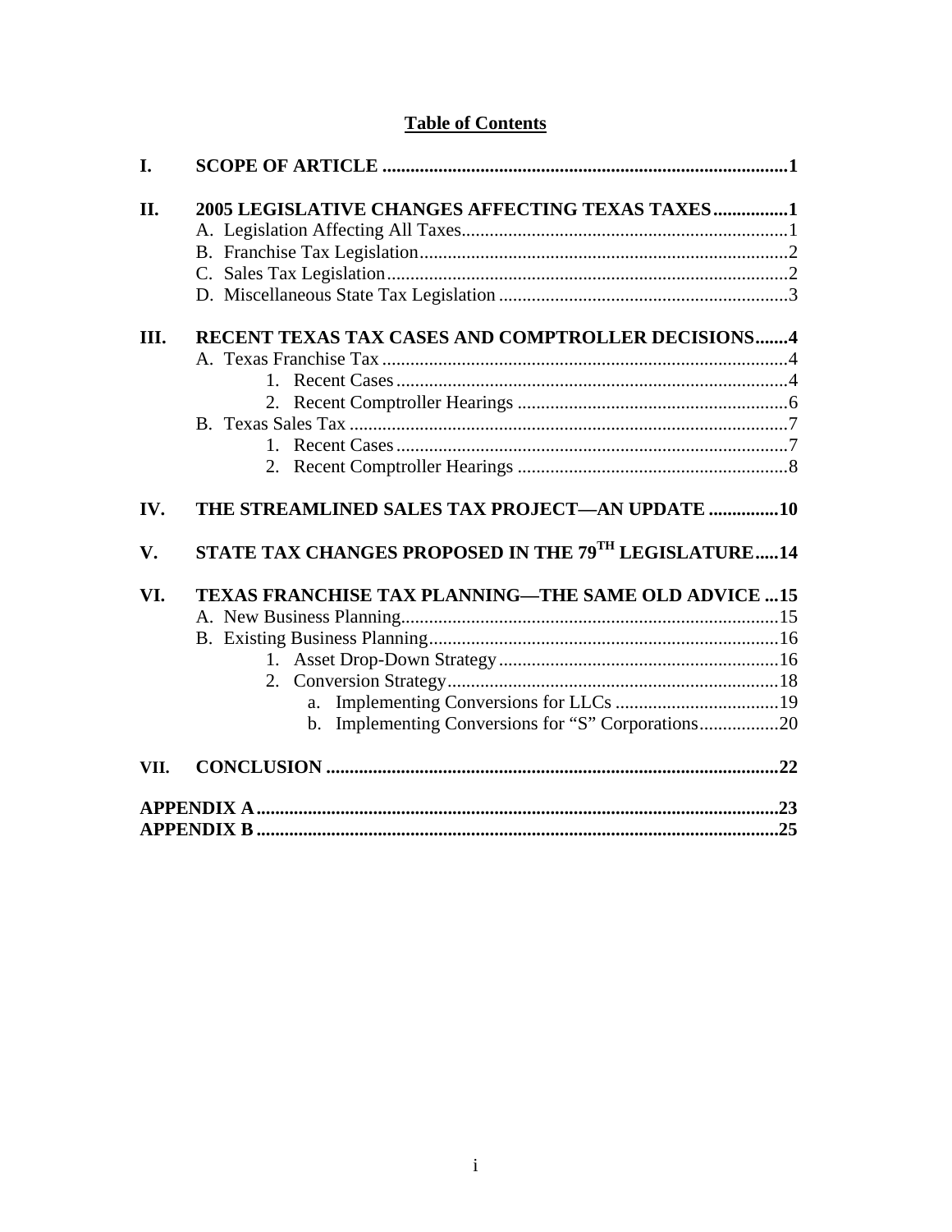## Table of Contents

**I. SCOPE OF ARTICLE** .......................................................................................1

**II. 2005 LEGISLATIVE CHANGES AFFECTING TEXAS TAXES**................1

- A. Legislation Affecting All Taxes.....................................................................1
- B. Franchise Tax Legislation...............................................................................2
- C. Sales Tax Legislation.....................................................................................2
- D. Miscellaneous State Tax Legislation ..............................................................3

**III. RECENT TEXAS TAX CASES AND COMPTROLLER DECISIONS**.......4

- A. Texas Franchise Tax .......................................................................................4
  - 1. Recent Cases ....................................................................................4
  - 2. Recent Comptroller Hearings ..........................................................6
- B. Texas Sales Tax ..............................................................................................7
  - 1. Recent Cases ....................................................................................7
  - 2. Recent Comptroller Hearings ..........................................................8

**IV. THE STREAMLINED SALES TAX PROJECT—AN UPDATE** ...............10

**V. STATE TAX CHANGES PROPOSED IN THE 79TH LEGISLATURE**.....14

**VI. TEXAS FRANCHISE TAX PLANNING—THE SAME OLD ADVICE** ...15

- A. New Business Planning.................................................................................15
- B. Existing Business Planning...........................................................................16
  - 1. Asset Drop-Down Strategy ............................................................16
  - 2. Conversion Strategy.......................................................................18
    - a. Implementing Conversions for LLCs ...................................19
    - b. Implementing Conversions for "S" Corporations.................20

**VII. CONCLUSION** .................................................................................................22

**APPENDIX A**...............................................................................................................23

**APPENDIX B** ...............................................................................................................25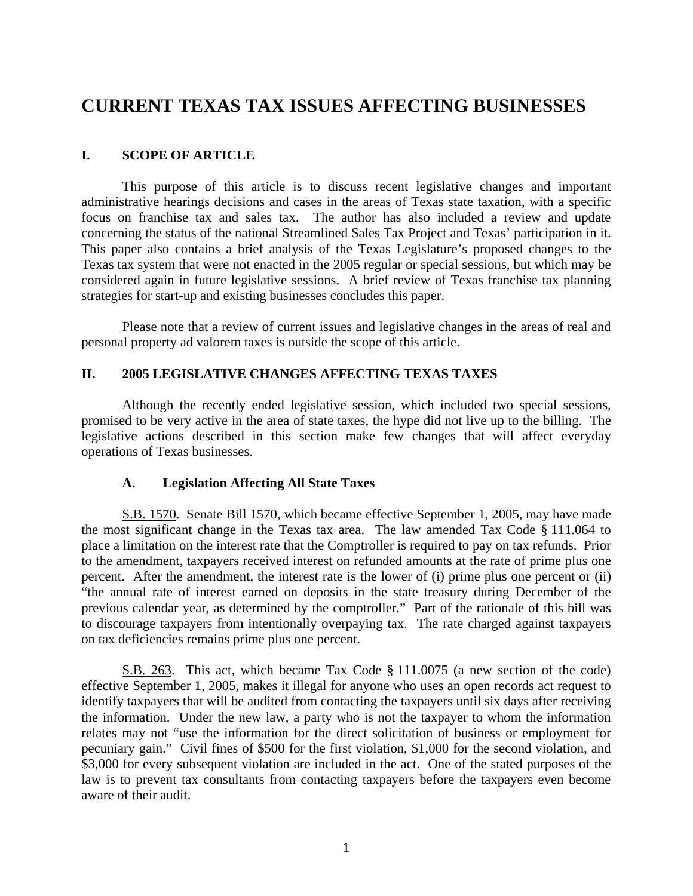# CURRENT TEXAS TAX ISSUES AFFECTING BUSINESSES

## I. SCOPE OF ARTICLE

This purpose of this article is to discuss recent legislative changes and important administrative hearings decisions and cases in the areas of Texas state taxation, with a specific focus on franchise tax and sales tax. The author has also included a review and update concerning the status of the national Streamlined Sales Tax Project and Texas' participation in it. This paper also contains a brief analysis of the Texas Legislature's proposed changes to the Texas tax system that were not enacted in the 2005 regular or special sessions, but which may be considered again in future legislative sessions. A brief review of Texas franchise tax planning strategies for start-up and existing businesses concludes this paper.

Please note that a review of current issues and legislative changes in the areas of real and personal property ad valorem taxes is outside the scope of this article.

## II. 2005 LEGISLATIVE CHANGES AFFECTING TEXAS TAXES

Although the recently ended legislative session, which included two special sessions, promised to be very active in the area of state taxes, the hype did not live up to the billing. The legislative actions described in this section make few changes that will affect everyday operations of Texas businesses.

### A. Legislation Affecting All State Taxes

S.B. 1570. Senate Bill 1570, which became effective September 1, 2005, may have made the most significant change in the Texas tax area. The law amended Tax Code § 111.064 to place a limitation on the interest rate that the Comptroller is required to pay on tax refunds. Prior to the amendment, taxpayers received interest on refunded amounts at the rate of prime plus one percent. After the amendment, the interest rate is the lower of (i) prime plus one percent or (ii) "the annual rate of interest earned on deposits in the state treasury during December of the previous calendar year, as determined by the comptroller." Part of the rationale of this bill was to discourage taxpayers from intentionally overpaying tax. The rate charged against taxpayers on tax deficiencies remains prime plus one percent.

S.B. 263. This act, which became Tax Code § 111.0075 (a new section of the code) effective September 1, 2005, makes it illegal for anyone who uses an open records act request to identify taxpayers that will be audited from contacting the taxpayers until six days after receiving the information. Under the new law, a party who is not the taxpayer to whom the information relates may not "use the information for the direct solicitation of business or employment for pecuniary gain." Civil fines of $500 for the first violation, $1,000 for the second violation, and $3,000 for every subsequent violation are included in the act. One of the stated purposes of the law is to prevent tax consultants from contacting taxpayers before the taxpayers even become aware of their audit.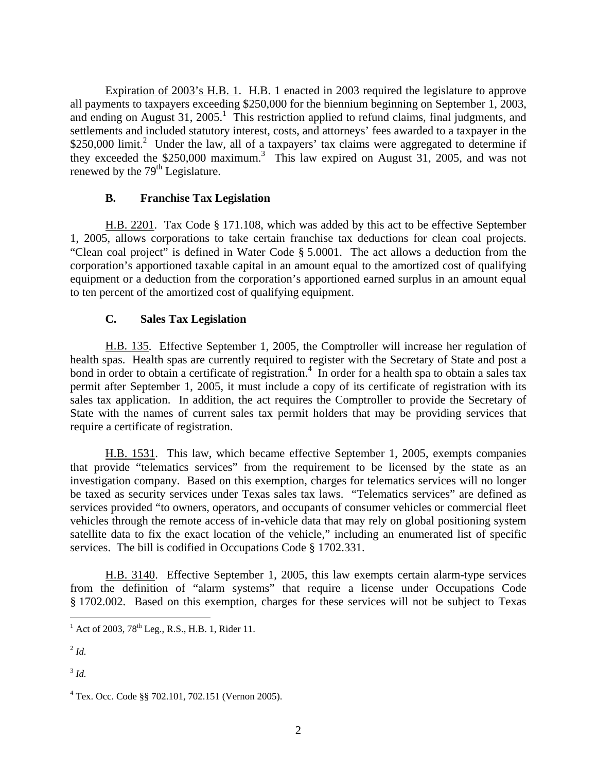Expiration of 2003's H.B. 1. H.B. 1 enacted in 2003 required the legislature to approve all payments to taxpayers exceeding $250,000 for the biennium beginning on September 1, 2003, and ending on August 31, 2005.[1] This restriction applied to refund claims, final judgments, and settlements and included statutory interest, costs, and attorneys' fees awarded to a taxpayer in the $250,000 limit.[2] Under the law, all of a taxpayers' tax claims were aggregated to determine if they exceeded the $250,000 maximum.[3] This law expired on August 31, 2005, and was not renewed by the 79th Legislature.

### B. Franchise Tax Legislation

H.B. 2201. Tax Code § 171.108, which was added by this act to be effective September 1, 2005, allows corporations to take certain franchise tax deductions for clean coal projects. "Clean coal project" is defined in Water Code § 5.0001. The act allows a deduction from the corporation's apportioned taxable capital in an amount equal to the amortized cost of qualifying equipment or a deduction from the corporation's apportioned earned surplus in an amount equal to ten percent of the amortized cost of qualifying equipment.

### C. Sales Tax Legislation

H.B. 135. Effective September 1, 2005, the Comptroller will increase her regulation of health spas. Health spas are currently required to register with the Secretary of State and post a bond in order to obtain a certificate of registration.[4] In order for a health spa to obtain a sales tax permit after September 1, 2005, it must include a copy of its certificate of registration with its sales tax application. In addition, the act requires the Comptroller to provide the Secretary of State with the names of current sales tax permit holders that may be providing services that require a certificate of registration.

H.B. 1531. This law, which became effective September 1, 2005, exempts companies that provide "telematics services" from the requirement to be licensed by the state as an investigation company. Based on this exemption, charges for telematics services will no longer be taxed as security services under Texas sales tax laws. "Telematics services" are defined as services provided "to owners, operators, and occupants of consumer vehicles or commercial fleet vehicles through the remote access of in-vehicle data that may rely on global positioning system satellite data to fix the exact location of the vehicle," including an enumerated list of specific services. The bill is codified in Occupations Code § 1702.331.

H.B. 3140. Effective September 1, 2005, this law exempts certain alarm-type services from the definition of "alarm systems" that require a license under Occupations Code § 1702.002. Based on this exemption, charges for these services will not be subject to Texas

---

[1] Act of 2003, 78th Leg., R.S., H.B. 1, Rider 11.

[2] *Id.*

[3] *Id.*

[4] Tex. Occ. Code §§ 702.101, 702.151 (Vernon 2005).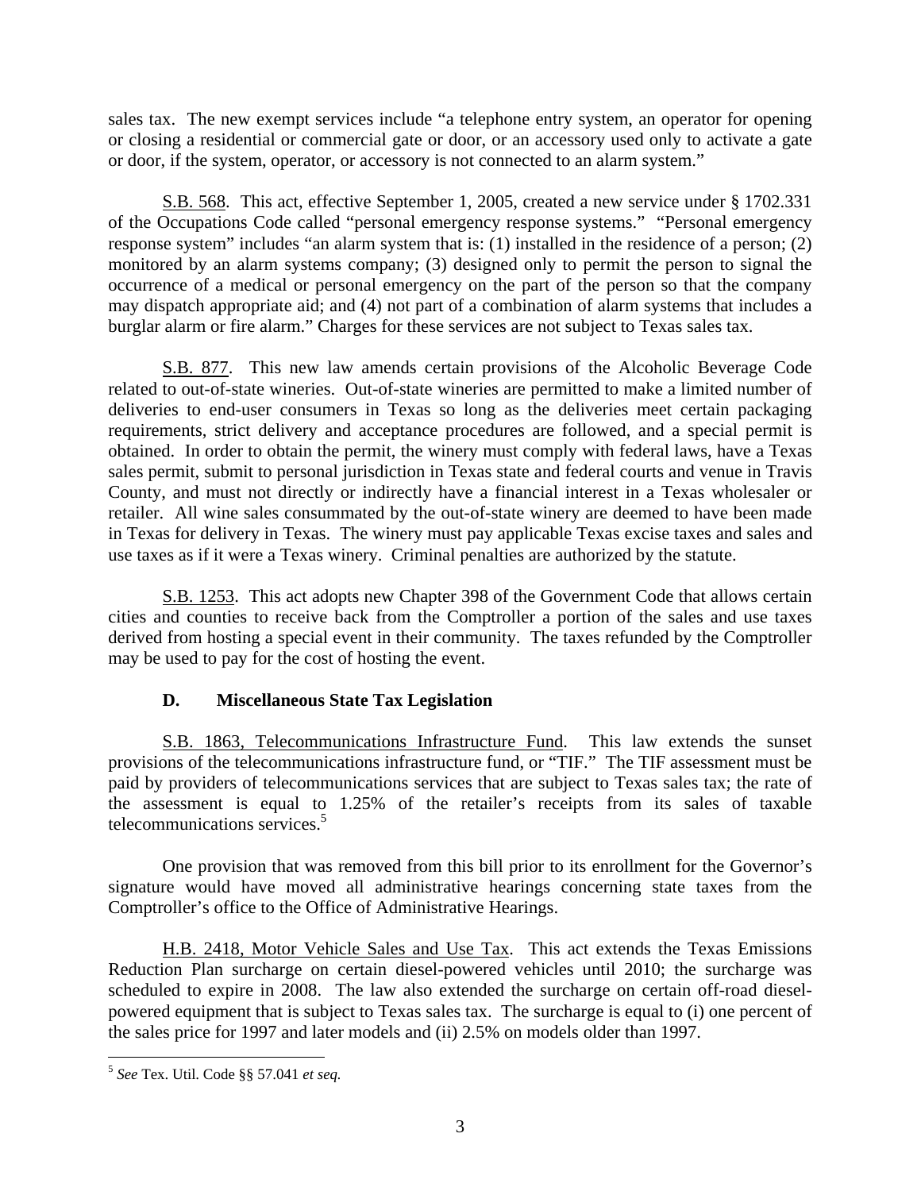sales tax. The new exempt services include "a telephone entry system, an operator for opening or closing a residential or commercial gate or door, or an accessory used only to activate a gate or door, if the system, operator, or accessory is not connected to an alarm system."

S.B. 568. This act, effective September 1, 2005, created a new service under § 1702.331 of the Occupations Code called "personal emergency response systems." "Personal emergency response system" includes "an alarm system that is: (1) installed in the residence of a person; (2) monitored by an alarm systems company; (3) designed only to permit the person to signal the occurrence of a medical or personal emergency on the part of the person so that the company may dispatch appropriate aid; and (4) not part of a combination of alarm systems that includes a burglar alarm or fire alarm." Charges for these services are not subject to Texas sales tax.

S.B. 877. This new law amends certain provisions of the Alcoholic Beverage Code related to out-of-state wineries. Out-of-state wineries are permitted to make a limited number of deliveries to end-user consumers in Texas so long as the deliveries meet certain packaging requirements, strict delivery and acceptance procedures are followed, and a special permit is obtained. In order to obtain the permit, the winery must comply with federal laws, have a Texas sales permit, submit to personal jurisdiction in Texas state and federal courts and venue in Travis County, and must not directly or indirectly have a financial interest in a Texas wholesaler or retailer. All wine sales consummated by the out-of-state winery are deemed to have been made in Texas for delivery in Texas. The winery must pay applicable Texas excise taxes and sales and use taxes as if it were a Texas winery. Criminal penalties are authorized by the statute.

S.B. 1253. This act adopts new Chapter 398 of the Government Code that allows certain cities and counties to receive back from the Comptroller a portion of the sales and use taxes derived from hosting a special event in their community. The taxes refunded by the Comptroller may be used to pay for the cost of hosting the event.

### D. Miscellaneous State Tax Legislation

S.B. 1863, Telecommunications Infrastructure Fund. This law extends the sunset provisions of the telecommunications infrastructure fund, or "TIF." The TIF assessment must be paid by providers of telecommunications services that are subject to Texas sales tax; the rate of the assessment is equal to 1.25% of the retailer's receipts from its sales of taxable telecommunications services.[5]

One provision that was removed from this bill prior to its enrollment for the Governor's signature would have moved all administrative hearings concerning state taxes from the Comptroller's office to the Office of Administrative Hearings.

H.B. 2418, Motor Vehicle Sales and Use Tax. This act extends the Texas Emissions Reduction Plan surcharge on certain diesel-powered vehicles until 2010; the surcharge was scheduled to expire in 2008. The law also extended the surcharge on certain off-road diesel-powered equipment that is subject to Texas sales tax. The surcharge is equal to (i) one percent of the sales price for 1997 and later models and (ii) 2.5% on models older than 1997.

---

[5] *See* Tex. Util. Code §§ 57.041 *et seq.*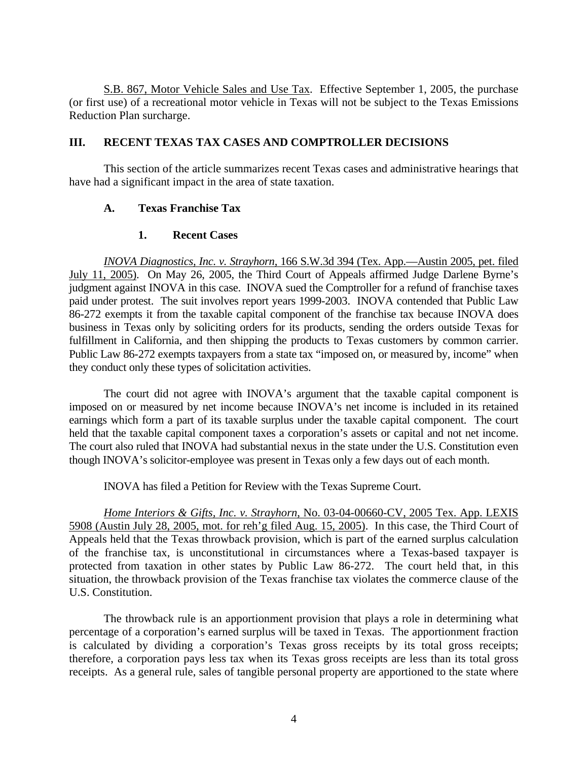S.B. 867, Motor Vehicle Sales and Use Tax. Effective September 1, 2005, the purchase (or first use) of a recreational motor vehicle in Texas will not be subject to the Texas Emissions Reduction Plan surcharge.

## III. RECENT TEXAS TAX CASES AND COMPTROLLER DECISIONS

This section of the article summarizes recent Texas cases and administrative hearings that have had a significant impact in the area of state taxation.

### A. Texas Franchise Tax

#### 1. Recent Cases

*INOVA Diagnostics, Inc. v. Strayhorn*, 166 S.W.3d 394 (Tex. App.—Austin 2005, pet. filed July 11, 2005). On May 26, 2005, the Third Court of Appeals affirmed Judge Darlene Byrne's judgment against INOVA in this case. INOVA sued the Comptroller for a refund of franchise taxes paid under protest. The suit involves report years 1999-2003. INOVA contended that Public Law 86-272 exempts it from the taxable capital component of the franchise tax because INOVA does business in Texas only by soliciting orders for its products, sending the orders outside Texas for fulfillment in California, and then shipping the products to Texas customers by common carrier. Public Law 86-272 exempts taxpayers from a state tax "imposed on, or measured by, income" when they conduct only these types of solicitation activities.

The court did not agree with INOVA's argument that the taxable capital component is imposed on or measured by net income because INOVA's net income is included in its retained earnings which form a part of its taxable surplus under the taxable capital component. The court held that the taxable capital component taxes a corporation's assets or capital and not net income. The court also ruled that INOVA had substantial nexus in the state under the U.S. Constitution even though INOVA's solicitor-employee was present in Texas only a few days out of each month.

INOVA has filed a Petition for Review with the Texas Supreme Court.

*Home Interiors & Gifts, Inc. v. Strayhorn*, No. 03-04-00660-CV, 2005 Tex. App. LEXIS 5908 (Austin July 28, 2005, mot. for reh'g filed Aug. 15, 2005). In this case, the Third Court of Appeals held that the Texas throwback provision, which is part of the earned surplus calculation of the franchise tax, is unconstitutional in circumstances where a Texas-based taxpayer is protected from taxation in other states by Public Law 86-272. The court held that, in this situation, the throwback provision of the Texas franchise tax violates the commerce clause of the U.S. Constitution.

The throwback rule is an apportionment provision that plays a role in determining what percentage of a corporation's earned surplus will be taxed in Texas. The apportionment fraction is calculated by dividing a corporation's Texas gross receipts by its total gross receipts; therefore, a corporation pays less tax when its Texas gross receipts are less than its total gross receipts. As a general rule, sales of tangible personal property are apportioned to the state where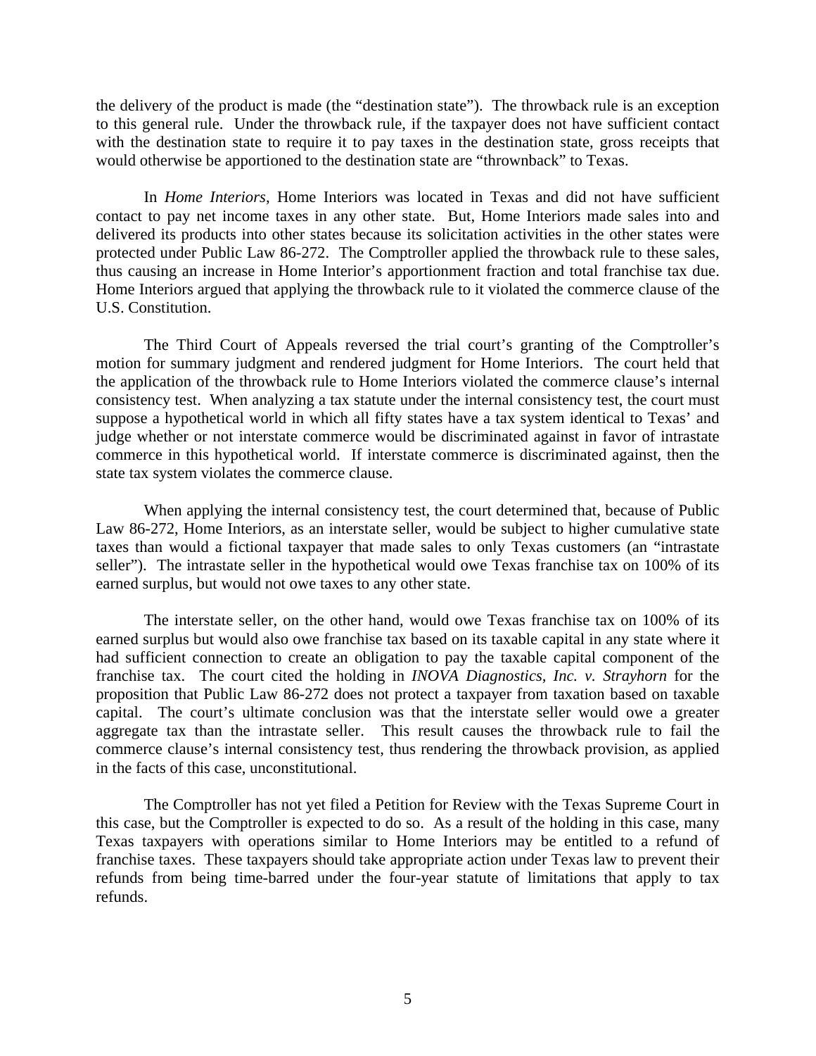the delivery of the product is made (the "destination state"). The throwback rule is an exception to this general rule. Under the throwback rule, if the taxpayer does not have sufficient contact with the destination state to require it to pay taxes in the destination state, gross receipts that would otherwise be apportioned to the destination state are "thrownback" to Texas.

In *Home Interiors*, Home Interiors was located in Texas and did not have sufficient contact to pay net income taxes in any other state. But, Home Interiors made sales into and delivered its products into other states because its solicitation activities in the other states were protected under Public Law 86-272. The Comptroller applied the throwback rule to these sales, thus causing an increase in Home Interior's apportionment fraction and total franchise tax due. Home Interiors argued that applying the throwback rule to it violated the commerce clause of the U.S. Constitution.

The Third Court of Appeals reversed the trial court's granting of the Comptroller's motion for summary judgment and rendered judgment for Home Interiors. The court held that the application of the throwback rule to Home Interiors violated the commerce clause's internal consistency test. When analyzing a tax statute under the internal consistency test, the court must suppose a hypothetical world in which all fifty states have a tax system identical to Texas' and judge whether or not interstate commerce would be discriminated against in favor of intrastate commerce in this hypothetical world. If interstate commerce is discriminated against, then the state tax system violates the commerce clause.

When applying the internal consistency test, the court determined that, because of Public Law 86-272, Home Interiors, as an interstate seller, would be subject to higher cumulative state taxes than would a fictional taxpayer that made sales to only Texas customers (an "intrastate seller"). The intrastate seller in the hypothetical would owe Texas franchise tax on 100% of its earned surplus, but would not owe taxes to any other state.

The interstate seller, on the other hand, would owe Texas franchise tax on 100% of its earned surplus but would also owe franchise tax based on its taxable capital in any state where it had sufficient connection to create an obligation to pay the taxable capital component of the franchise tax. The court cited the holding in *INOVA Diagnostics, Inc. v. Strayhorn* for the proposition that Public Law 86-272 does not protect a taxpayer from taxation based on taxable capital. The court's ultimate conclusion was that the interstate seller would owe a greater aggregate tax than the intrastate seller. This result causes the throwback rule to fail the commerce clause's internal consistency test, thus rendering the throwback provision, as applied in the facts of this case, unconstitutional.

The Comptroller has not yet filed a Petition for Review with the Texas Supreme Court in this case, but the Comptroller is expected to do so. As a result of the holding in this case, many Texas taxpayers with operations similar to Home Interiors may be entitled to a refund of franchise taxes. These taxpayers should take appropriate action under Texas law to prevent their refunds from being time-barred under the four-year statute of limitations that apply to tax refunds.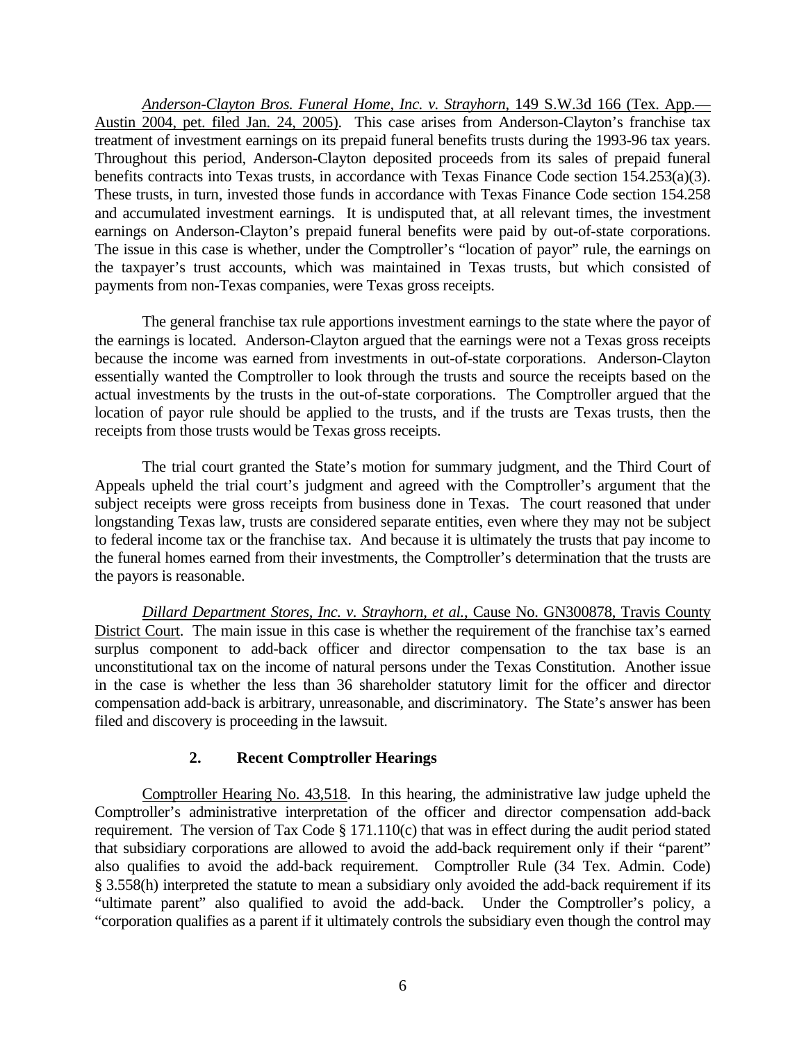*Anderson-Clayton Bros. Funeral Home, Inc. v. Strayhorn*, 149 S.W.3d 166 (Tex. App.—Austin 2004, pet. filed Jan. 24, 2005). This case arises from Anderson-Clayton's franchise tax treatment of investment earnings on its prepaid funeral benefits trusts during the 1993-96 tax years. Throughout this period, Anderson-Clayton deposited proceeds from its sales of prepaid funeral benefits contracts into Texas trusts, in accordance with Texas Finance Code section 154.253(a)(3). These trusts, in turn, invested those funds in accordance with Texas Finance Code section 154.258 and accumulated investment earnings. It is undisputed that, at all relevant times, the investment earnings on Anderson-Clayton's prepaid funeral benefits were paid by out-of-state corporations. The issue in this case is whether, under the Comptroller's "location of payor" rule, the earnings on the taxpayer's trust accounts, which was maintained in Texas trusts, but which consisted of payments from non-Texas companies, were Texas gross receipts.

The general franchise tax rule apportions investment earnings to the state where the payor of the earnings is located. Anderson-Clayton argued that the earnings were not a Texas gross receipts because the income was earned from investments in out-of-state corporations. Anderson-Clayton essentially wanted the Comptroller to look through the trusts and source the receipts based on the actual investments by the trusts in the out-of-state corporations. The Comptroller argued that the location of payor rule should be applied to the trusts, and if the trusts are Texas trusts, then the receipts from those trusts would be Texas gross receipts.

The trial court granted the State's motion for summary judgment, and the Third Court of Appeals upheld the trial court's judgment and agreed with the Comptroller's argument that the subject receipts were gross receipts from business done in Texas. The court reasoned that under longstanding Texas law, trusts are considered separate entities, even where they may not be subject to federal income tax or the franchise tax. And because it is ultimately the trusts that pay income to the funeral homes earned from their investments, the Comptroller's determination that the trusts are the payors is reasonable.

*Dillard Department Stores, Inc. v. Strayhorn, et al.*, Cause No. GN300878, Travis County District Court. The main issue in this case is whether the requirement of the franchise tax's earned surplus component to add-back officer and director compensation to the tax base is an unconstitutional tax on the income of natural persons under the Texas Constitution. Another issue in the case is whether the less than 36 shareholder statutory limit for the officer and director compensation add-back is arbitrary, unreasonable, and discriminatory. The State's answer has been filed and discovery is proceeding in the lawsuit.

### 2. Recent Comptroller Hearings

Comptroller Hearing No. 43,518. In this hearing, the administrative law judge upheld the Comptroller's administrative interpretation of the officer and director compensation add-back requirement. The version of Tax Code § 171.110(c) that was in effect during the audit period stated that subsidiary corporations are allowed to avoid the add-back requirement only if their "parent" also qualifies to avoid the add-back requirement. Comptroller Rule (34 Tex. Admin. Code) § 3.558(h) interpreted the statute to mean a subsidiary only avoided the add-back requirement if its "ultimate parent" also qualified to avoid the add-back. Under the Comptroller's policy, a "corporation qualifies as a parent if it ultimately controls the subsidiary even though the control may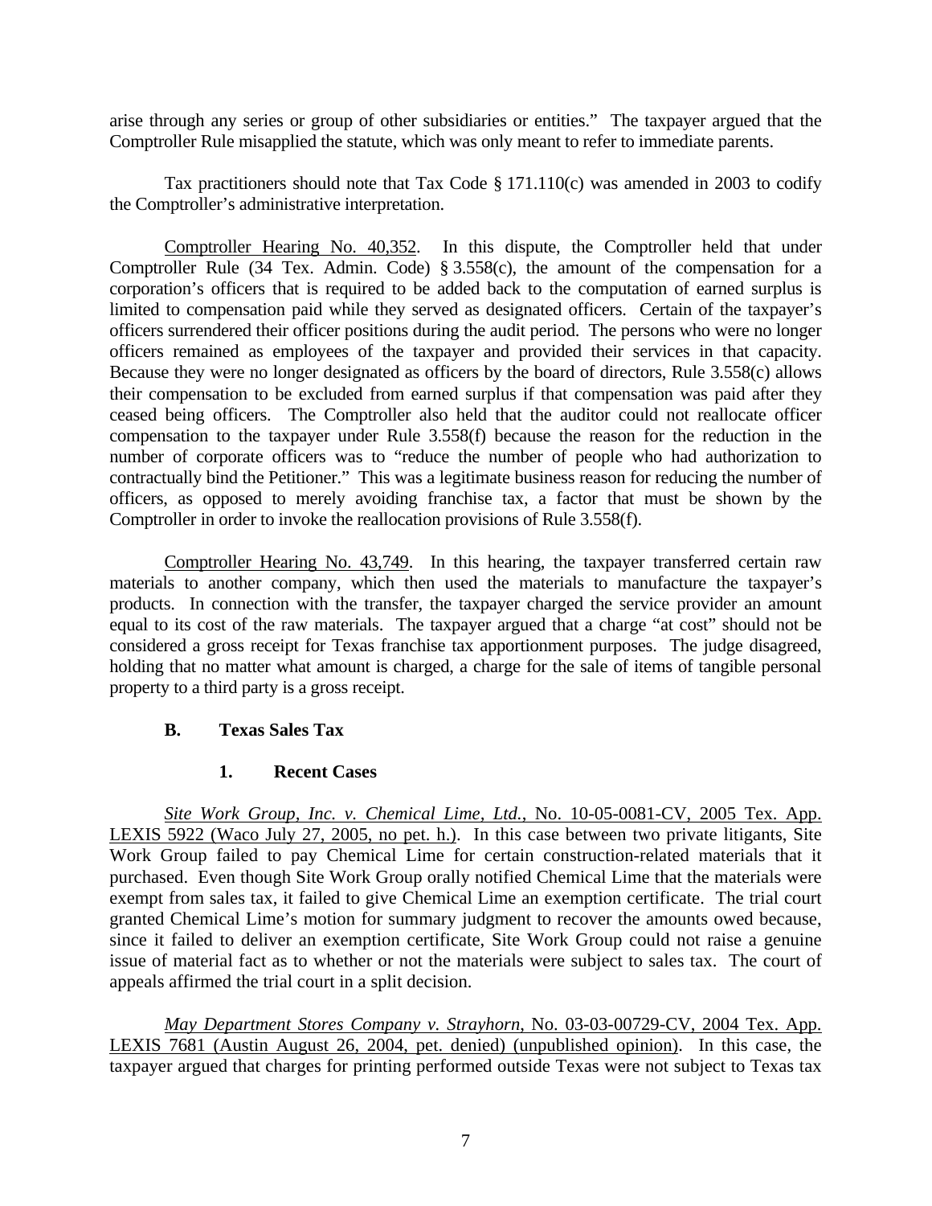arise through any series or group of other subsidiaries or entities." The taxpayer argued that the Comptroller Rule misapplied the statute, which was only meant to refer to immediate parents.

Tax practitioners should note that Tax Code § 171.110(c) was amended in 2003 to codify the Comptroller's administrative interpretation.

Comptroller Hearing No. 40,352. In this dispute, the Comptroller held that under Comptroller Rule (34 Tex. Admin. Code) § 3.558(c), the amount of the compensation for a corporation's officers that is required to be added back to the computation of earned surplus is limited to compensation paid while they served as designated officers. Certain of the taxpayer's officers surrendered their officer positions during the audit period. The persons who were no longer officers remained as employees of the taxpayer and provided their services in that capacity. Because they were no longer designated as officers by the board of directors, Rule 3.558(c) allows their compensation to be excluded from earned surplus if that compensation was paid after they ceased being officers. The Comptroller also held that the auditor could not reallocate officer compensation to the taxpayer under Rule 3.558(f) because the reason for the reduction in the number of corporate officers was to "reduce the number of people who had authorization to contractually bind the Petitioner." This was a legitimate business reason for reducing the number of officers, as opposed to merely avoiding franchise tax, a factor that must be shown by the Comptroller in order to invoke the reallocation provisions of Rule 3.558(f).

Comptroller Hearing No. 43,749. In this hearing, the taxpayer transferred certain raw materials to another company, which then used the materials to manufacture the taxpayer's products. In connection with the transfer, the taxpayer charged the service provider an amount equal to its cost of the raw materials. The taxpayer argued that a charge "at cost" should not be considered a gross receipt for Texas franchise tax apportionment purposes. The judge disagreed, holding that no matter what amount is charged, a charge for the sale of items of tangible personal property to a third party is a gross receipt.

### B. Texas Sales Tax

#### 1. Recent Cases

*Site Work Group, Inc. v. Chemical Lime, Ltd.*, No. 10-05-0081-CV, 2005 Tex. App. LEXIS 5922 (Waco July 27, 2005, no pet. h.). In this case between two private litigants, Site Work Group failed to pay Chemical Lime for certain construction-related materials that it purchased. Even though Site Work Group orally notified Chemical Lime that the materials were exempt from sales tax, it failed to give Chemical Lime an exemption certificate. The trial court granted Chemical Lime's motion for summary judgment to recover the amounts owed because, since it failed to deliver an exemption certificate, Site Work Group could not raise a genuine issue of material fact as to whether or not the materials were subject to sales tax. The court of appeals affirmed the trial court in a split decision.

*May Department Stores Company v. Strayhorn*, No. 03-03-00729-CV, 2004 Tex. App. LEXIS 7681 (Austin August 26, 2004, pet. denied) (unpublished opinion). In this case, the taxpayer argued that charges for printing performed outside Texas were not subject to Texas tax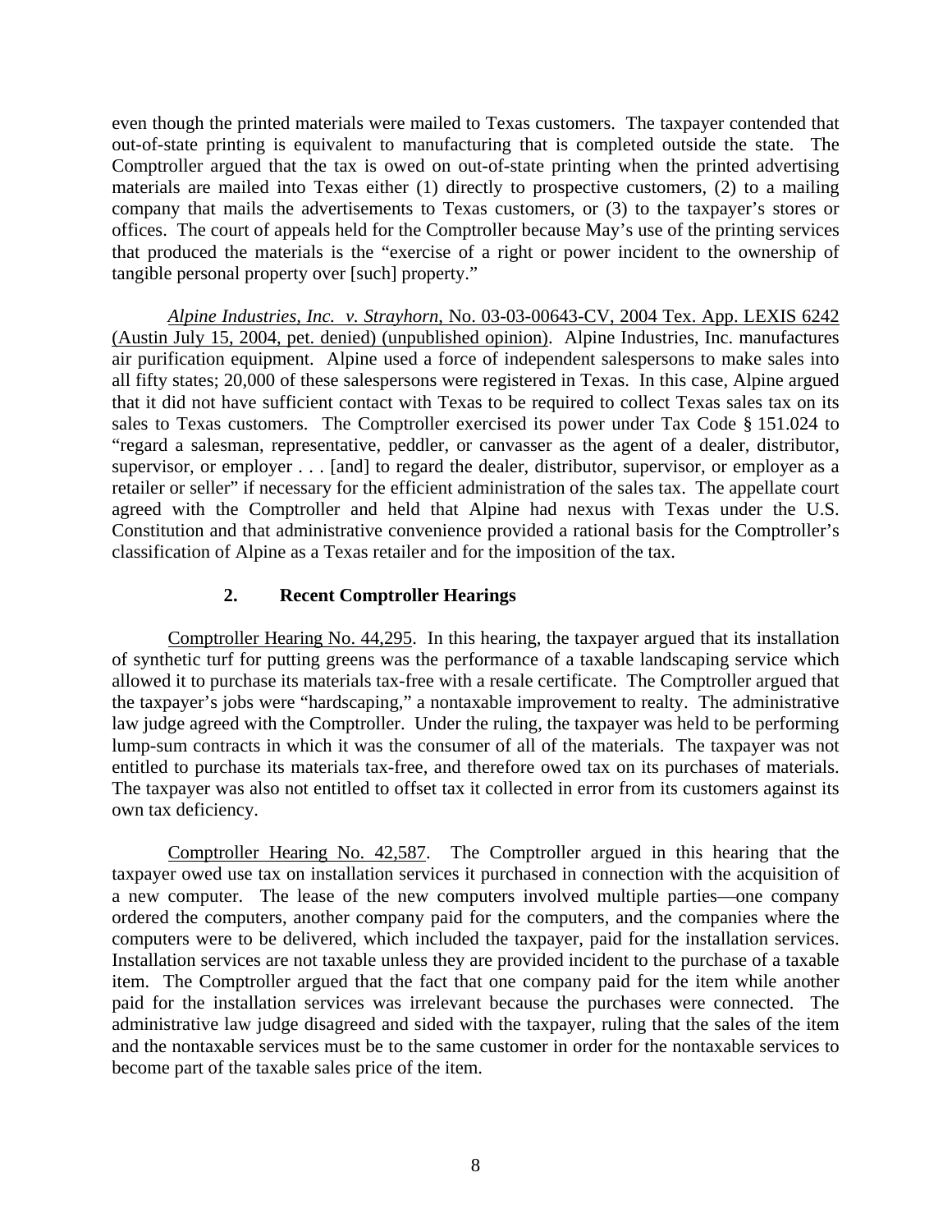even though the printed materials were mailed to Texas customers. The taxpayer contended that out-of-state printing is equivalent to manufacturing that is completed outside the state. The Comptroller argued that the tax is owed on out-of-state printing when the printed advertising materials are mailed into Texas either (1) directly to prospective customers, (2) to a mailing company that mails the advertisements to Texas customers, or (3) to the taxpayer's stores or offices. The court of appeals held for the Comptroller because May's use of the printing services that produced the materials is the "exercise of a right or power incident to the ownership of tangible personal property over [such] property."

*Alpine Industries, Inc. v. Strayhorn*, No. 03-03-00643-CV, 2004 Tex. App. LEXIS 6242 (Austin July 15, 2004, pet. denied) (unpublished opinion). Alpine Industries, Inc. manufactures air purification equipment. Alpine used a force of independent salespersons to make sales into all fifty states; 20,000 of these salespersons were registered in Texas. In this case, Alpine argued that it did not have sufficient contact with Texas to be required to collect Texas sales tax on its sales to Texas customers. The Comptroller exercised its power under Tax Code § 151.024 to "regard a salesman, representative, peddler, or canvasser as the agent of a dealer, distributor, supervisor, or employer . . . [and] to regard the dealer, distributor, supervisor, or employer as a retailer or seller" if necessary for the efficient administration of the sales tax. The appellate court agreed with the Comptroller and held that Alpine had nexus with Texas under the U.S. Constitution and that administrative convenience provided a rational basis for the Comptroller's classification of Alpine as a Texas retailer and for the imposition of the tax.

### 2. Recent Comptroller Hearings

Comptroller Hearing No. 44,295. In this hearing, the taxpayer argued that its installation of synthetic turf for putting greens was the performance of a taxable landscaping service which allowed it to purchase its materials tax-free with a resale certificate. The Comptroller argued that the taxpayer's jobs were "hardscaping," a nontaxable improvement to realty. The administrative law judge agreed with the Comptroller. Under the ruling, the taxpayer was held to be performing lump-sum contracts in which it was the consumer of all of the materials. The taxpayer was not entitled to purchase its materials tax-free, and therefore owed tax on its purchases of materials. The taxpayer was also not entitled to offset tax it collected in error from its customers against its own tax deficiency.

Comptroller Hearing No. 42,587. The Comptroller argued in this hearing that the taxpayer owed use tax on installation services it purchased in connection with the acquisition of a new computer. The lease of the new computers involved multiple parties—one company ordered the computers, another company paid for the computers, and the companies where the computers were to be delivered, which included the taxpayer, paid for the installation services. Installation services are not taxable unless they are provided incident to the purchase of a taxable item. The Comptroller argued that the fact that one company paid for the item while another paid for the installation services was irrelevant because the purchases were connected. The administrative law judge disagreed and sided with the taxpayer, ruling that the sales of the item and the nontaxable services must be to the same customer in order for the nontaxable services to become part of the taxable sales price of the item.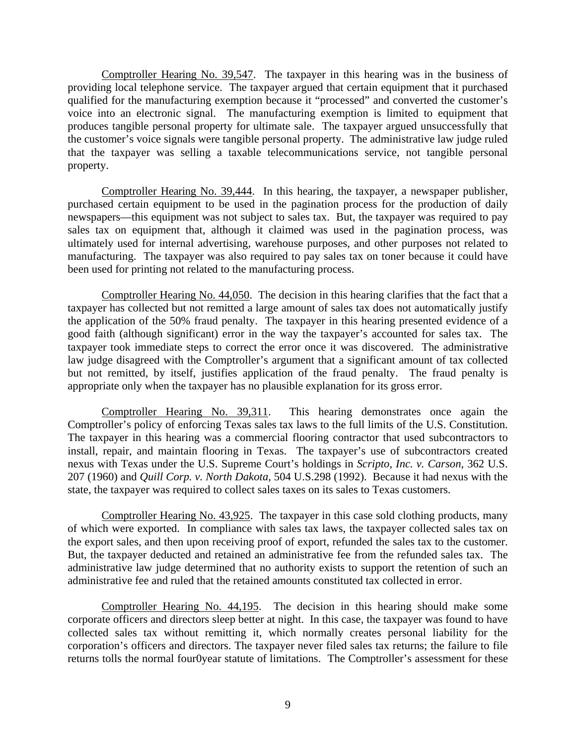Comptroller Hearing No. 39,547. The taxpayer in this hearing was in the business of providing local telephone service. The taxpayer argued that certain equipment that it purchased qualified for the manufacturing exemption because it "processed" and converted the customer's voice into an electronic signal. The manufacturing exemption is limited to equipment that produces tangible personal property for ultimate sale. The taxpayer argued unsuccessfully that the customer's voice signals were tangible personal property. The administrative law judge ruled that the taxpayer was selling a taxable telecommunications service, not tangible personal property.

Comptroller Hearing No. 39,444. In this hearing, the taxpayer, a newspaper publisher, purchased certain equipment to be used in the pagination process for the production of daily newspapers—this equipment was not subject to sales tax. But, the taxpayer was required to pay sales tax on equipment that, although it claimed was used in the pagination process, was ultimately used for internal advertising, warehouse purposes, and other purposes not related to manufacturing. The taxpayer was also required to pay sales tax on toner because it could have been used for printing not related to the manufacturing process.

Comptroller Hearing No. 44,050. The decision in this hearing clarifies that the fact that a taxpayer has collected but not remitted a large amount of sales tax does not automatically justify the application of the 50% fraud penalty. The taxpayer in this hearing presented evidence of a good faith (although significant) error in the way the taxpayer's accounted for sales tax. The taxpayer took immediate steps to correct the error once it was discovered. The administrative law judge disagreed with the Comptroller's argument that a significant amount of tax collected but not remitted, by itself, justifies application of the fraud penalty. The fraud penalty is appropriate only when the taxpayer has no plausible explanation for its gross error.

Comptroller Hearing No. 39,311. This hearing demonstrates once again the Comptroller's policy of enforcing Texas sales tax laws to the full limits of the U.S. Constitution. The taxpayer in this hearing was a commercial flooring contractor that used subcontractors to install, repair, and maintain flooring in Texas. The taxpayer's use of subcontractors created nexus with Texas under the U.S. Supreme Court's holdings in *Scripto, Inc. v. Carson*, 362 U.S. 207 (1960) and *Quill Corp. v. North Dakota*, 504 U.S.298 (1992). Because it had nexus with the state, the taxpayer was required to collect sales taxes on its sales to Texas customers.

Comptroller Hearing No. 43,925. The taxpayer in this case sold clothing products, many of which were exported. In compliance with sales tax laws, the taxpayer collected sales tax on the export sales, and then upon receiving proof of export, refunded the sales tax to the customer. But, the taxpayer deducted and retained an administrative fee from the refunded sales tax. The administrative law judge determined that no authority exists to support the retention of such an administrative fee and ruled that the retained amounts constituted tax collected in error.

Comptroller Hearing No. 44,195. The decision in this hearing should make some corporate officers and directors sleep better at night. In this case, the taxpayer was found to have collected sales tax without remitting it, which normally creates personal liability for the corporation's officers and directors. The taxpayer never filed sales tax returns; the failure to file returns tolls the normal four0year statute of limitations. The Comptroller's assessment for these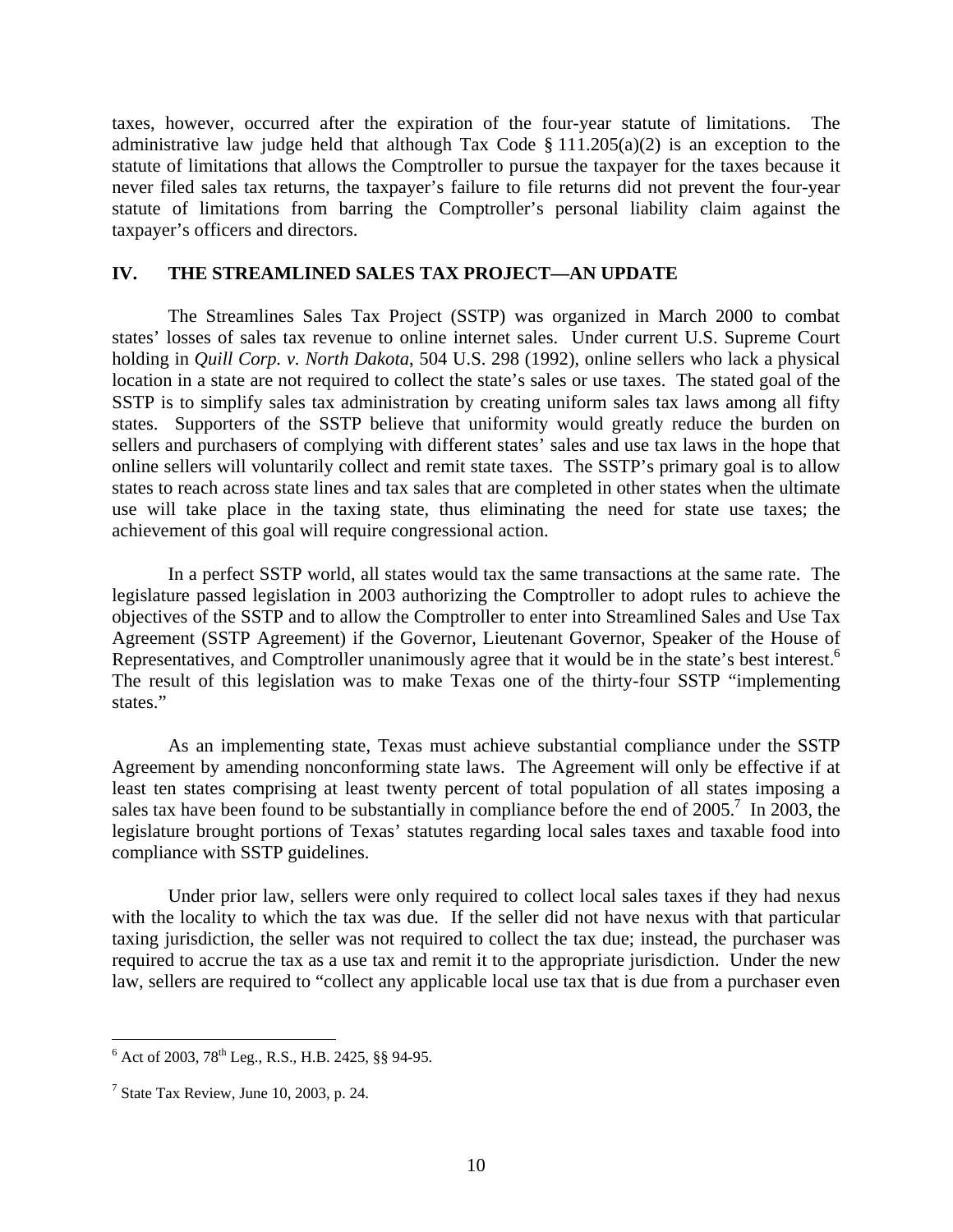taxes, however, occurred after the expiration of the four-year statute of limitations. The administrative law judge held that although Tax Code § 111.205(a)(2) is an exception to the statute of limitations that allows the Comptroller to pursue the taxpayer for the taxes because it never filed sales tax returns, the taxpayer's failure to file returns did not prevent the four-year statute of limitations from barring the Comptroller's personal liability claim against the taxpayer's officers and directors.

## IV. THE STREAMLINED SALES TAX PROJECT—AN UPDATE

The Streamlines Sales Tax Project (SSTP) was organized in March 2000 to combat states' losses of sales tax revenue to online internet sales. Under current U.S. Supreme Court holding in *Quill Corp. v. North Dakota*, 504 U.S. 298 (1992), online sellers who lack a physical location in a state are not required to collect the state's sales or use taxes. The stated goal of the SSTP is to simplify sales tax administration by creating uniform sales tax laws among all fifty states. Supporters of the SSTP believe that uniformity would greatly reduce the burden on sellers and purchasers of complying with different states' sales and use tax laws in the hope that online sellers will voluntarily collect and remit state taxes. The SSTP's primary goal is to allow states to reach across state lines and tax sales that are completed in other states when the ultimate use will take place in the taxing state, thus eliminating the need for state use taxes; the achievement of this goal will require congressional action.

In a perfect SSTP world, all states would tax the same transactions at the same rate. The legislature passed legislation in 2003 authorizing the Comptroller to adopt rules to achieve the objectives of the SSTP and to allow the Comptroller to enter into Streamlined Sales and Use Tax Agreement (SSTP Agreement) if the Governor, Lieutenant Governor, Speaker of the House of Representatives, and Comptroller unanimously agree that it would be in the state's best interest.[6] The result of this legislation was to make Texas one of the thirty-four SSTP "implementing states."

As an implementing state, Texas must achieve substantial compliance under the SSTP Agreement by amending nonconforming state laws. The Agreement will only be effective if at least ten states comprising at least twenty percent of total population of all states imposing a sales tax have been found to be substantially in compliance before the end of 2005.[7] In 2003, the legislature brought portions of Texas' statutes regarding local sales taxes and taxable food into compliance with SSTP guidelines.

Under prior law, sellers were only required to collect local sales taxes if they had nexus with the locality to which the tax was due. If the seller did not have nexus with that particular taxing jurisdiction, the seller was not required to collect the tax due; instead, the purchaser was required to accrue the tax as a use tax and remit it to the appropriate jurisdiction. Under the new law, sellers are required to "collect any applicable local use tax that is due from a purchaser even

[6] Act of 2003, 78th Leg., R.S., H.B. 2425, §§ 94-95.

[7] State Tax Review, June 10, 2003, p. 24.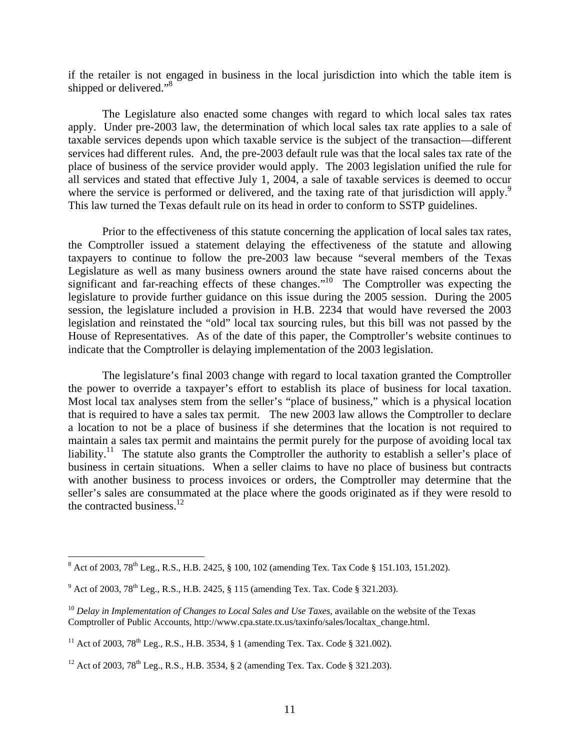if the retailer is not engaged in business in the local jurisdiction into which the table item is shipped or delivered."[8]

The Legislature also enacted some changes with regard to which local sales tax rates apply. Under pre-2003 law, the determination of which local sales tax rate applies to a sale of taxable services depends upon which taxable service is the subject of the transaction—different services had different rules. And, the pre-2003 default rule was that the local sales tax rate of the place of business of the service provider would apply. The 2003 legislation unified the rule for all services and stated that effective July 1, 2004, a sale of taxable services is deemed to occur where the service is performed or delivered, and the taxing rate of that jurisdiction will apply.[9] This law turned the Texas default rule on its head in order to conform to SSTP guidelines.

Prior to the effectiveness of this statute concerning the application of local sales tax rates, the Comptroller issued a statement delaying the effectiveness of the statute and allowing taxpayers to continue to follow the pre-2003 law because "several members of the Texas Legislature as well as many business owners around the state have raised concerns about the significant and far-reaching effects of these changes."[10] The Comptroller was expecting the legislature to provide further guidance on this issue during the 2005 session. During the 2005 session, the legislature included a provision in H.B. 2234 that would have reversed the 2003 legislation and reinstated the "old" local tax sourcing rules, but this bill was not passed by the House of Representatives. As of the date of this paper, the Comptroller's website continues to indicate that the Comptroller is delaying implementation of the 2003 legislation.

The legislature's final 2003 change with regard to local taxation granted the Comptroller the power to override a taxpayer's effort to establish its place of business for local taxation. Most local tax analyses stem from the seller's "place of business," which is a physical location that is required to have a sales tax permit. The new 2003 law allows the Comptroller to declare a location to not be a place of business if she determines that the location is not required to maintain a sales tax permit and maintains the permit purely for the purpose of avoiding local tax liability.[11] The statute also grants the Comptroller the authority to establish a seller's place of business in certain situations. When a seller claims to have no place of business but contracts with another business to process invoices or orders, the Comptroller may determine that the seller's sales are consummated at the place where the goods originated as if they were resold to the contracted business.[12]

---

[8] Act of 2003, 78th Leg., R.S., H.B. 2425, § 100, 102 (amending Tex. Tax Code § 151.103, 151.202).

[9] Act of 2003, 78th Leg., R.S., H.B. 2425, § 115 (amending Tex. Tax. Code § 321.203).

[10] *Delay in Implementation of Changes to Local Sales and Use Taxes*, available on the website of the Texas Comptroller of Public Accounts, http://www.cpa.state.tx.us/taxinfo/sales/localtax_change.html.

[11] Act of 2003, 78th Leg., R.S., H.B. 3534, § 1 (amending Tex. Tax. Code § 321.002).

[12] Act of 2003, 78th Leg., R.S., H.B. 3534, § 2 (amending Tex. Tax. Code § 321.203).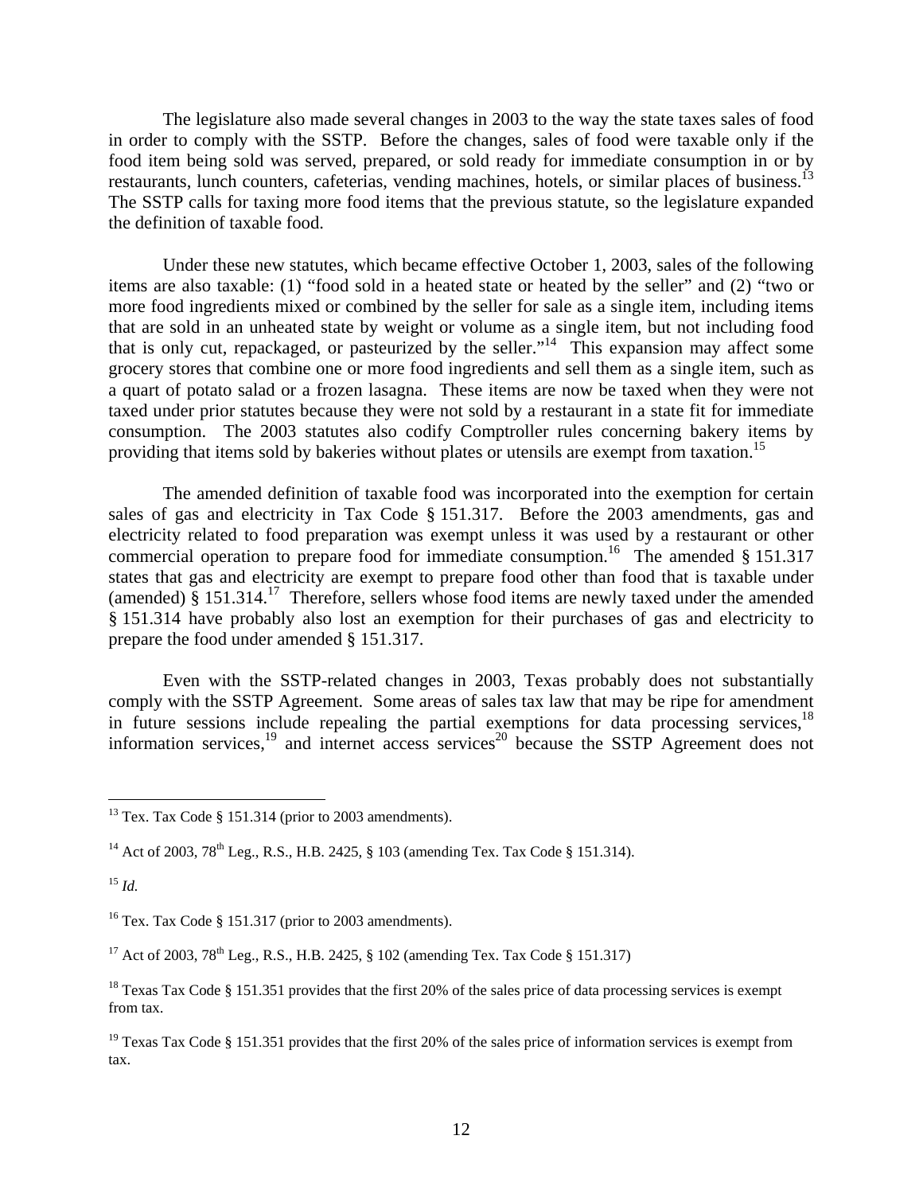The legislature also made several changes in 2003 to the way the state taxes sales of food in order to comply with the SSTP. Before the changes, sales of food were taxable only if the food item being sold was served, prepared, or sold ready for immediate consumption in or by restaurants, lunch counters, cafeterias, vending machines, hotels, or similar places of business.[13] The SSTP calls for taxing more food items that the previous statute, so the legislature expanded the definition of taxable food.

Under these new statutes, which became effective October 1, 2003, sales of the following items are also taxable: (1) "food sold in a heated state or heated by the seller" and (2) "two or more food ingredients mixed or combined by the seller for sale as a single item, including items that are sold in an unheated state by weight or volume as a single item, but not including food that is only cut, repackaged, or pasteurized by the seller."[14] This expansion may affect some grocery stores that combine one or more food ingredients and sell them as a single item, such as a quart of potato salad or a frozen lasagna. These items are now be taxed when they were not taxed under prior statutes because they were not sold by a restaurant in a state fit for immediate consumption. The 2003 statutes also codify Comptroller rules concerning bakery items by providing that items sold by bakeries without plates or utensils are exempt from taxation.[15]

The amended definition of taxable food was incorporated into the exemption for certain sales of gas and electricity in Tax Code § 151.317. Before the 2003 amendments, gas and electricity related to food preparation was exempt unless it was used by a restaurant or other commercial operation to prepare food for immediate consumption.[16] The amended § 151.317 states that gas and electricity are exempt to prepare food other than food that is taxable under (amended) § 151.314.[17] Therefore, sellers whose food items are newly taxed under the amended § 151.314 have probably also lost an exemption for their purchases of gas and electricity to prepare the food under amended § 151.317.

Even with the SSTP-related changes in 2003, Texas probably does not substantially comply with the SSTP Agreement. Some areas of sales tax law that may be ripe for amendment in future sessions include repealing the partial exemptions for data processing services,[18] information services,[19] and internet access services[20] because the SSTP Agreement does not

---

[13] Tex. Tax Code § 151.314 (prior to 2003 amendments).

[14] Act of 2003, 78th Leg., R.S., H.B. 2425, § 103 (amending Tex. Tax Code § 151.314).

[15] *Id.*

[16] Tex. Tax Code § 151.317 (prior to 2003 amendments).

[17] Act of 2003, 78th Leg., R.S., H.B. 2425, § 102 (amending Tex. Tax Code § 151.317)

[18] Texas Tax Code § 151.351 provides that the first 20% of the sales price of data processing services is exempt from tax.

[19] Texas Tax Code § 151.351 provides that the first 20% of the sales price of information services is exempt from tax.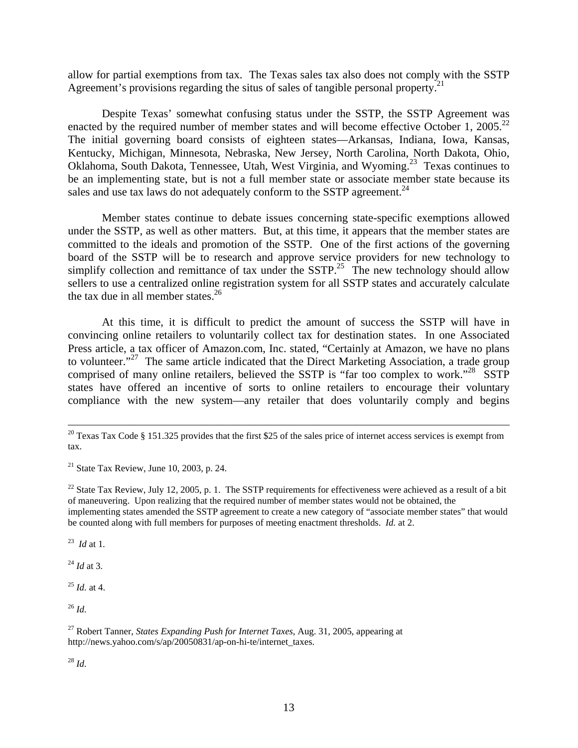allow for partial exemptions from tax. The Texas sales tax also does not comply with the SSTP Agreement's provisions regarding the situs of sales of tangible personal property.[21]

Despite Texas' somewhat confusing status under the SSTP, the SSTP Agreement was enacted by the required number of member states and will become effective October 1, 2005.[22] The initial governing board consists of eighteen states—Arkansas, Indiana, Iowa, Kansas, Kentucky, Michigan, Minnesota, Nebraska, New Jersey, North Carolina, North Dakota, Ohio, Oklahoma, South Dakota, Tennessee, Utah, West Virginia, and Wyoming.[23] Texas continues to be an implementing state, but is not a full member state or associate member state because its sales and use tax laws do not adequately conform to the SSTP agreement.[24]

Member states continue to debate issues concerning state-specific exemptions allowed under the SSTP, as well as other matters. But, at this time, it appears that the member states are committed to the ideals and promotion of the SSTP. One of the first actions of the governing board of the SSTP will be to research and approve service providers for new technology to simplify collection and remittance of tax under the SSTP.[25] The new technology should allow sellers to use a centralized online registration system for all SSTP states and accurately calculate the tax due in all member states.[26]

At this time, it is difficult to predict the amount of success the SSTP will have in convincing online retailers to voluntarily collect tax for destination states. In one Associated Press article, a tax officer of Amazon.com, Inc. stated, "Certainly at Amazon, we have no plans to volunteer."[27] The same article indicated that the Direct Marketing Association, a trade group comprised of many online retailers, believed the SSTP is "far too complex to work."[28] SSTP states have offered an incentive of sorts to online retailers to encourage their voluntary compliance with the new system—any retailer that does voluntarily comply and begins

---

[20] Texas Tax Code § 151.325 provides that the first $25 of the sales price of internet access services is exempt from tax.

[21] State Tax Review, June 10, 2003, p. 24.

[22] State Tax Review, July 12, 2005, p. 1. The SSTP requirements for effectiveness were achieved as a result of a bit of maneuvering. Upon realizing that the required number of member states would not be obtained, the implementing states amended the SSTP agreement to create a new category of "associate member states" that would be counted along with full members for purposes of meeting enactment thresholds. *Id.* at 2.

[23] *Id* at 1.

[24] *Id* at 3.

[25] *Id.* at 4.

[26] *Id.*

[27] Robert Tanner, *States Expanding Push for Internet Taxes*, Aug. 31, 2005, appearing at http://news.yahoo.com/s/ap/20050831/ap-on-hi-te/internet_taxes.

[28] *Id.*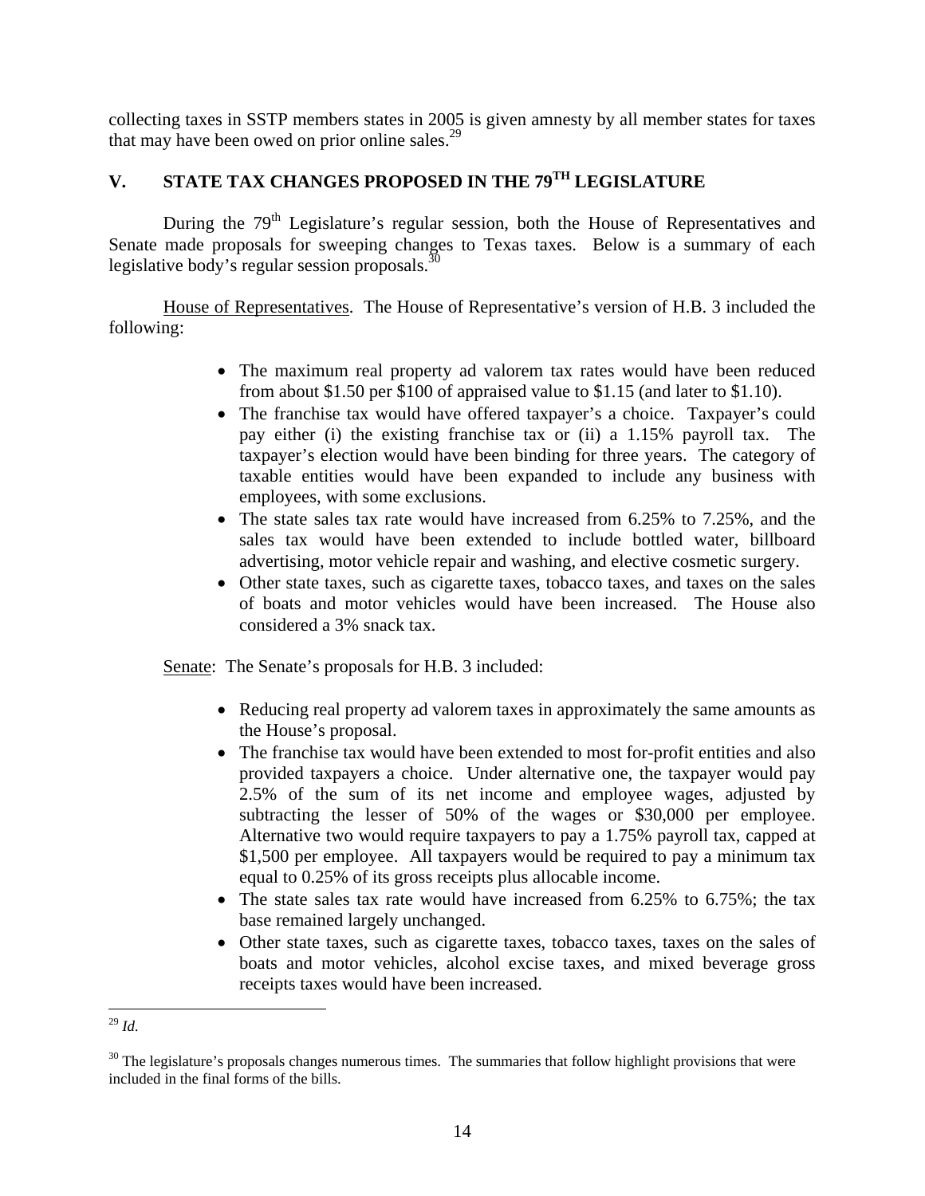collecting taxes in SSTP members states in 2005 is given amnesty by all member states for taxes that may have been owed on prior online sales.[29]

## V. STATE TAX CHANGES PROPOSED IN THE 79TH LEGISLATURE

During the 79th Legislature's regular session, both the House of Representatives and Senate made proposals for sweeping changes to Texas taxes. Below is a summary of each legislative body's regular session proposals.[30]

House of Representatives. The House of Representative's version of H.B. 3 included the following:

- The maximum real property ad valorem tax rates would have been reduced from about \$1.50 per \$100 of appraised value to \$1.15 (and later to \$1.10).
- The franchise tax would have offered taxpayer's a choice. Taxpayer's could pay either (i) the existing franchise tax or (ii) a 1.15% payroll tax. The taxpayer's election would have been binding for three years. The category of taxable entities would have been expanded to include any business with employees, with some exclusions.
- The state sales tax rate would have increased from 6.25% to 7.25%, and the sales tax would have been extended to include bottled water, billboard advertising, motor vehicle repair and washing, and elective cosmetic surgery.
- Other state taxes, such as cigarette taxes, tobacco taxes, and taxes on the sales of boats and motor vehicles would have been increased. The House also considered a 3% snack tax.

Senate: The Senate's proposals for H.B. 3 included:

- Reducing real property ad valorem taxes in approximately the same amounts as the House's proposal.
- The franchise tax would have been extended to most for-profit entities and also provided taxpayers a choice. Under alternative one, the taxpayer would pay 2.5% of the sum of its net income and employee wages, adjusted by subtracting the lesser of 50% of the wages or \$30,000 per employee. Alternative two would require taxpayers to pay a 1.75% payroll tax, capped at \$1,500 per employee. All taxpayers would be required to pay a minimum tax equal to 0.25% of its gross receipts plus allocable income.
- The state sales tax rate would have increased from 6.25% to 6.75%; the tax base remained largely unchanged.
- Other state taxes, such as cigarette taxes, tobacco taxes, taxes on the sales of boats and motor vehicles, alcohol excise taxes, and mixed beverage gross receipts taxes would have been increased.

---

[29] *Id.*

[30] The legislature's proposals changes numerous times. The summaries that follow highlight provisions that were included in the final forms of the bills.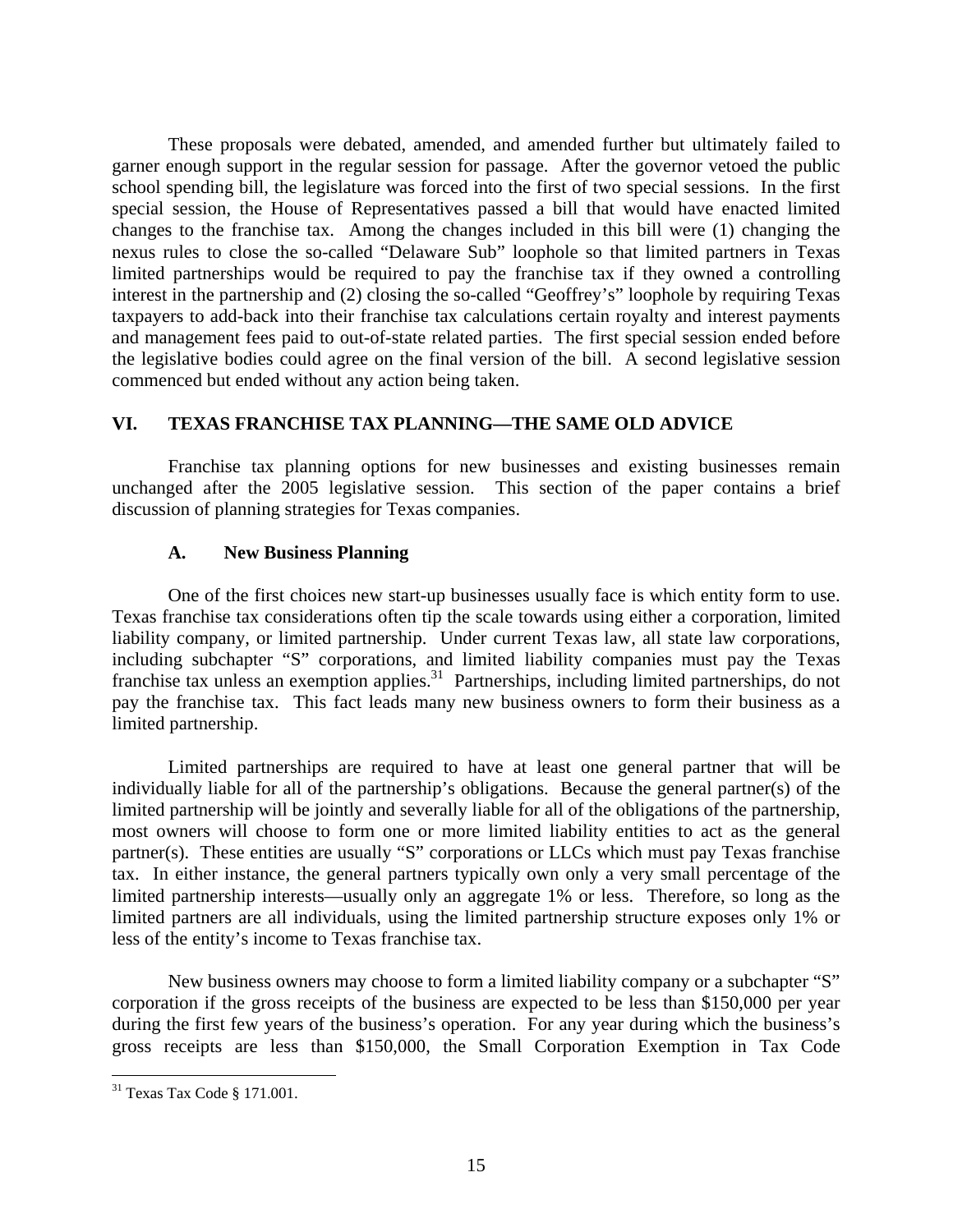These proposals were debated, amended, and amended further but ultimately failed to garner enough support in the regular session for passage. After the governor vetoed the public school spending bill, the legislature was forced into the first of two special sessions. In the first special session, the House of Representatives passed a bill that would have enacted limited changes to the franchise tax. Among the changes included in this bill were (1) changing the nexus rules to close the so-called "Delaware Sub" loophole so that limited partners in Texas limited partnerships would be required to pay the franchise tax if they owned a controlling interest in the partnership and (2) closing the so-called "Geoffrey's" loophole by requiring Texas taxpayers to add-back into their franchise tax calculations certain royalty and interest payments and management fees paid to out-of-state related parties. The first special session ended before the legislative bodies could agree on the final version of the bill. A second legislative session commenced but ended without any action being taken.

## VI. TEXAS FRANCHISE TAX PLANNING—THE SAME OLD ADVICE

Franchise tax planning options for new businesses and existing businesses remain unchanged after the 2005 legislative session. This section of the paper contains a brief discussion of planning strategies for Texas companies.

### A. New Business Planning

One of the first choices new start-up businesses usually face is which entity form to use. Texas franchise tax considerations often tip the scale towards using either a corporation, limited liability company, or limited partnership. Under current Texas law, all state law corporations, including subchapter "S" corporations, and limited liability companies must pay the Texas franchise tax unless an exemption applies.[31] Partnerships, including limited partnerships, do not pay the franchise tax. This fact leads many new business owners to form their business as a limited partnership.

Limited partnerships are required to have at least one general partner that will be individually liable for all of the partnership's obligations. Because the general partner(s) of the limited partnership will be jointly and severally liable for all of the obligations of the partnership, most owners will choose to form one or more limited liability entities to act as the general partner(s). These entities are usually "S" corporations or LLCs which must pay Texas franchise tax. In either instance, the general partners typically own only a very small percentage of the limited partnership interests—usually only an aggregate 1% or less. Therefore, so long as the limited partners are all individuals, using the limited partnership structure exposes only 1% or less of the entity's income to Texas franchise tax.

New business owners may choose to form a limited liability company or a subchapter "S" corporation if the gross receipts of the business are expected to be less than $150,000 per year during the first few years of the business's operation. For any year during which the business's gross receipts are less than $150,000, the Small Corporation Exemption in Tax Code

[31] Texas Tax Code § 171.001.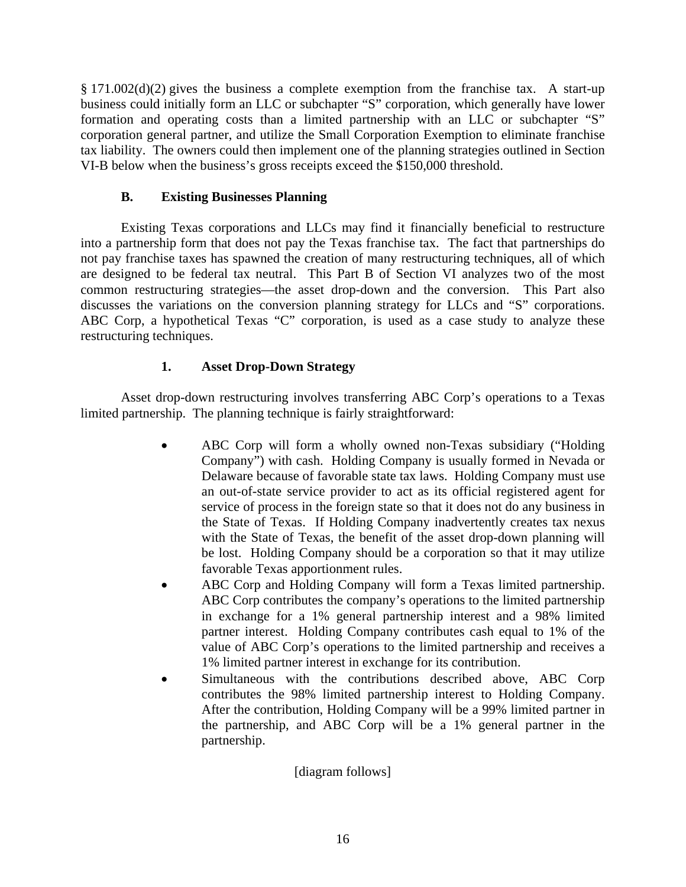§ 171.002(d)(2) gives the business a complete exemption from the franchise tax. A start-up business could initially form an LLC or subchapter "S" corporation, which generally have lower formation and operating costs than a limited partnership with an LLC or subchapter "S" corporation general partner, and utilize the Small Corporation Exemption to eliminate franchise tax liability. The owners could then implement one of the planning strategies outlined in Section VI-B below when the business's gross receipts exceed the $150,000 threshold.

### B. Existing Businesses Planning

Existing Texas corporations and LLCs may find it financially beneficial to restructure into a partnership form that does not pay the Texas franchise tax. The fact that partnerships do not pay franchise taxes has spawned the creation of many restructuring techniques, all of which are designed to be federal tax neutral. This Part B of Section VI analyzes two of the most common restructuring strategies—the asset drop-down and the conversion. This Part also discusses the variations on the conversion planning strategy for LLCs and "S" corporations. ABC Corp, a hypothetical Texas "C" corporation, is used as a case study to analyze these restructuring techniques.

#### 1. Asset Drop-Down Strategy

Asset drop-down restructuring involves transferring ABC Corp's operations to a Texas limited partnership. The planning technique is fairly straightforward:

- ABC Corp will form a wholly owned non-Texas subsidiary ("Holding Company") with cash. Holding Company is usually formed in Nevada or Delaware because of favorable state tax laws. Holding Company must use an out-of-state service provider to act as its official registered agent for service of process in the foreign state so that it does not do any business in the State of Texas. If Holding Company inadvertently creates tax nexus with the State of Texas, the benefit of the asset drop-down planning will be lost. Holding Company should be a corporation so that it may utilize favorable Texas apportionment rules.
- ABC Corp and Holding Company will form a Texas limited partnership. ABC Corp contributes the company's operations to the limited partnership in exchange for a 1% general partnership interest and a 98% limited partner interest. Holding Company contributes cash equal to 1% of the value of ABC Corp's operations to the limited partnership and receives a 1% limited partner interest in exchange for its contribution.
- Simultaneous with the contributions described above, ABC Corp contributes the 98% limited partnership interest to Holding Company. After the contribution, Holding Company will be a 99% limited partner in the partnership, and ABC Corp will be a 1% general partner in the partnership.

[diagram follows]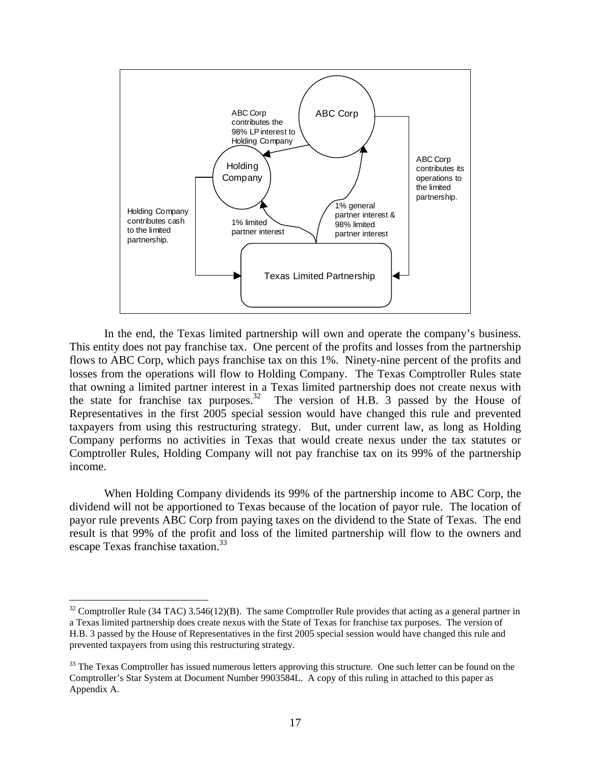ABC Corp contributes the 98% LP interest to Holding Company

ABC Corp

Holding Company

ABC Corp contributes its operations to the limited partnership.

Holding Company contributes cash to the limited partnership.

1% limited partner interest

1% general partner interest & 98% limited partner interest

Texas Limited Partnership

In the end, the Texas limited partnership will own and operate the company's business. This entity does not pay franchise tax. One percent of the profits and losses from the partnership flows to ABC Corp, which pays franchise tax on this 1%. Ninety-nine percent of the profits and losses from the operations will flow to Holding Company. The Texas Comptroller Rules state that owning a limited partner interest in a Texas limited partnership does not create nexus with the state for franchise tax purposes.[32] The version of H.B. 3 passed by the House of Representatives in the first 2005 special session would have changed this rule and prevented taxpayers from using this restructuring strategy. But, under current law, as long as Holding Company performs no activities in Texas that would create nexus under the tax statutes or Comptroller Rules, Holding Company will not pay franchise tax on its 99% of the partnership income.

When Holding Company dividends its 99% of the partnership income to ABC Corp, the dividend will not be apportioned to Texas because of the location of payor rule. The location of payor rule prevents ABC Corp from paying taxes on the dividend to the State of Texas. The end result is that 99% of the profit and loss of the limited partnership will flow to the owners and escape Texas franchise taxation.[33]

---

[32] Comptroller Rule (34 TAC) 3.546(12)(B). The same Comptroller Rule provides that acting as a general partner in a Texas limited partnership does create nexus with the State of Texas for franchise tax purposes. The version of H.B. 3 passed by the House of Representatives in the first 2005 special session would have changed this rule and prevented taxpayers from using this restructuring strategy.

[33] The Texas Comptroller has issued numerous letters approving this structure. One such letter can be found on the Comptroller's Star System at Document Number 9903584L. A copy of this ruling in attached to this paper as Appendix A.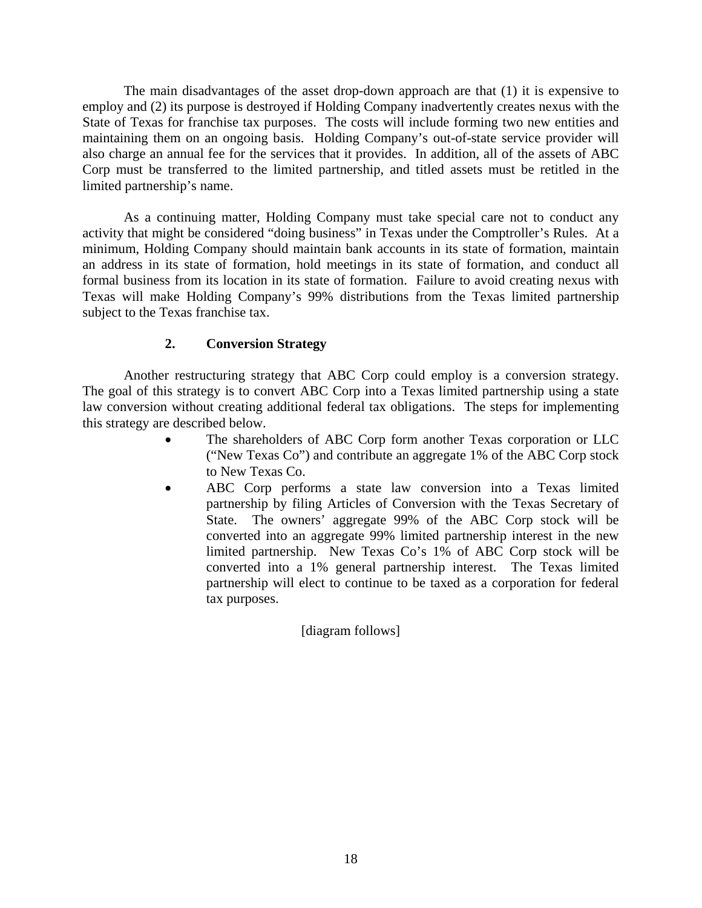The main disadvantages of the asset drop-down approach are that (1) it is expensive to employ and (2) its purpose is destroyed if Holding Company inadvertently creates nexus with the State of Texas for franchise tax purposes. The costs will include forming two new entities and maintaining them on an ongoing basis. Holding Company's out-of-state service provider will also charge an annual fee for the services that it provides. In addition, all of the assets of ABC Corp must be transferred to the limited partnership, and titled assets must be retitled in the limited partnership's name.

As a continuing matter, Holding Company must take special care not to conduct any activity that might be considered "doing business" in Texas under the Comptroller's Rules. At a minimum, Holding Company should maintain bank accounts in its state of formation, maintain an address in its state of formation, hold meetings in its state of formation, and conduct all formal business from its location in its state of formation. Failure to avoid creating nexus with Texas will make Holding Company's 99% distributions from the Texas limited partnership subject to the Texas franchise tax.

### 2. Conversion Strategy

Another restructuring strategy that ABC Corp could employ is a conversion strategy. The goal of this strategy is to convert ABC Corp into a Texas limited partnership using a state law conversion without creating additional federal tax obligations. The steps for implementing this strategy are described below.

- The shareholders of ABC Corp form another Texas corporation or LLC ("New Texas Co") and contribute an aggregate 1% of the ABC Corp stock to New Texas Co.
- ABC Corp performs a state law conversion into a Texas limited partnership by filing Articles of Conversion with the Texas Secretary of State. The owners' aggregate 99% of the ABC Corp stock will be converted into an aggregate 99% limited partnership interest in the new limited partnership. New Texas Co's 1% of ABC Corp stock will be converted into a 1% general partnership interest. The Texas limited partnership will elect to continue to be taxed as a corporation for federal tax purposes.

[diagram follows]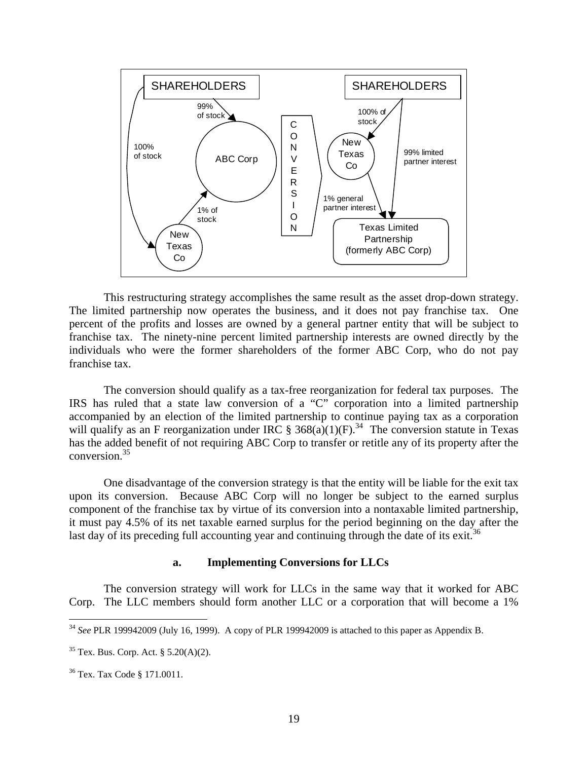This restructuring strategy accomplishes the same result as the asset drop-down strategy. The limited partnership now operates the business, and it does not pay franchise tax. One percent of the profits and losses are owned by a general partner entity that will be subject to franchise tax. The ninety-nine percent limited partnership interests are owned directly by the individuals who were the former shareholders of the former ABC Corp, who do not pay franchise tax.

The conversion should qualify as a tax-free reorganization for federal tax purposes. The IRS has ruled that a state law conversion of a "C" corporation into a limited partnership accompanied by an election of the limited partnership to continue paying tax as a corporation will qualify as an F reorganization under IRC § 368(a)(1)(F).[34] The conversion statute in Texas has the added benefit of not requiring ABC Corp to transfer or retitle any of its property after the conversion.[35]

One disadvantage of the conversion strategy is that the entity will be liable for the exit tax upon its conversion. Because ABC Corp will no longer be subject to the earned surplus component of the franchise tax by virtue of its conversion into a nontaxable limited partnership, it must pay 4.5% of its net taxable earned surplus for the period beginning on the day after the last day of its preceding full accounting year and continuing through the date of its exit.[36]

#### a. Implementing Conversions for LLCs

The conversion strategy will work for LLCs in the same way that it worked for ABC Corp. The LLC members should form another LLC or a corporation that will become a 1%

---

[34] *See* PLR 199942009 (July 16, 1999). A copy of PLR 199942009 is attached to this paper as Appendix B.

[35] Tex. Bus. Corp. Act. § 5.20(A)(2).

[36] Tex. Tax Code § 171.0011.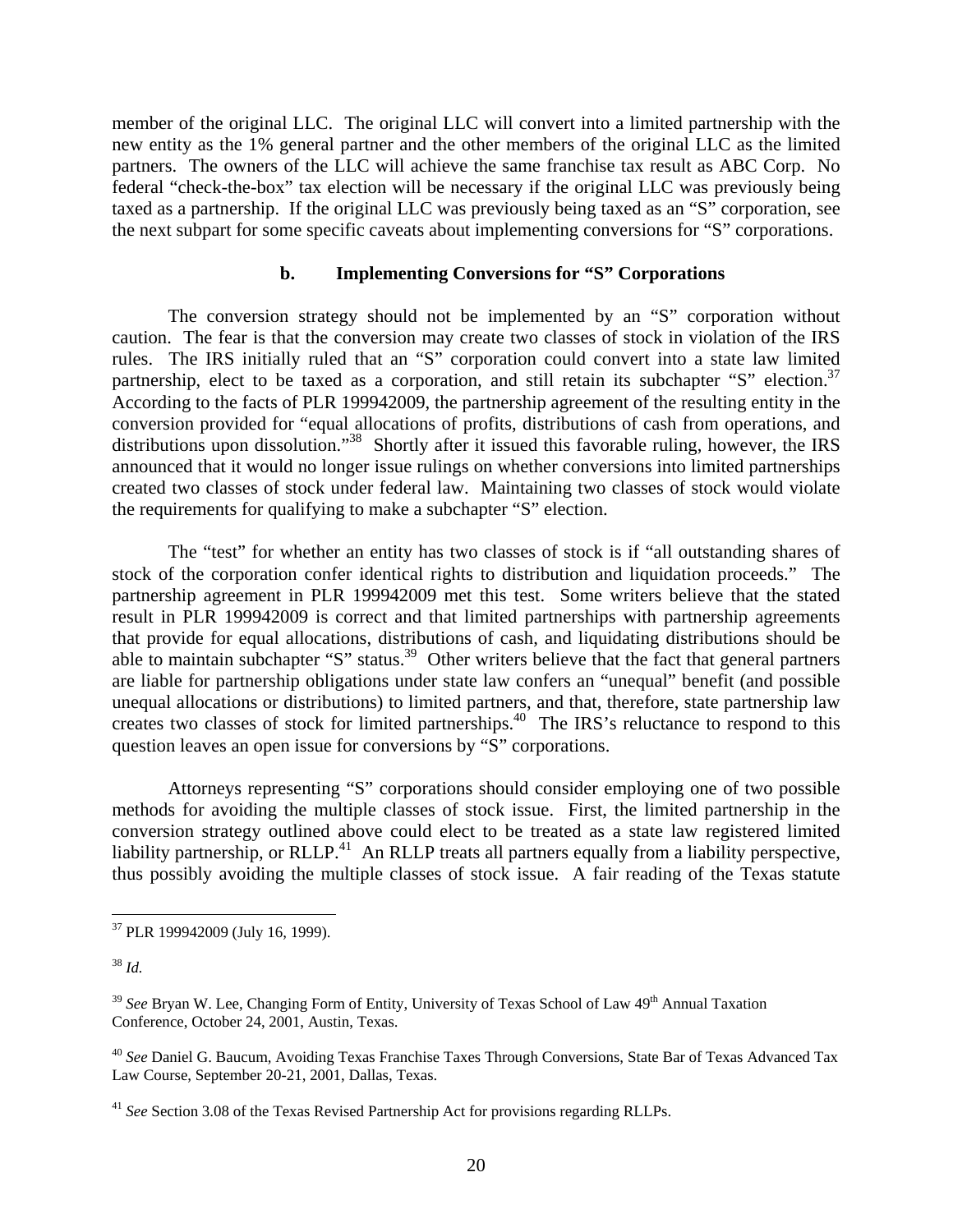member of the original LLC. The original LLC will convert into a limited partnership with the new entity as the 1% general partner and the other members of the original LLC as the limited partners. The owners of the LLC will achieve the same franchise tax result as ABC Corp. No federal "check-the-box" tax election will be necessary if the original LLC was previously being taxed as a partnership. If the original LLC was previously being taxed as an "S" corporation, see the next subpart for some specific caveats about implementing conversions for "S" corporations.

### b. Implementing Conversions for "S" Corporations

The conversion strategy should not be implemented by an "S" corporation without caution. The fear is that the conversion may create two classes of stock in violation of the IRS rules. The IRS initially ruled that an "S" corporation could convert into a state law limited partnership, elect to be taxed as a corporation, and still retain its subchapter "S" election.[37] According to the facts of PLR 199942009, the partnership agreement of the resulting entity in the conversion provided for "equal allocations of profits, distributions of cash from operations, and distributions upon dissolution."[38] Shortly after it issued this favorable ruling, however, the IRS announced that it would no longer issue rulings on whether conversions into limited partnerships created two classes of stock under federal law. Maintaining two classes of stock would violate the requirements for qualifying to make a subchapter "S" election.

The "test" for whether an entity has two classes of stock is if "all outstanding shares of stock of the corporation confer identical rights to distribution and liquidation proceeds." The partnership agreement in PLR 199942009 met this test. Some writers believe that the stated result in PLR 199942009 is correct and that limited partnerships with partnership agreements that provide for equal allocations, distributions of cash, and liquidating distributions should be able to maintain subchapter "S" status.[39] Other writers believe that the fact that general partners are liable for partnership obligations under state law confers an "unequal" benefit (and possible unequal allocations or distributions) to limited partners, and that, therefore, state partnership law creates two classes of stock for limited partnerships.[40] The IRS's reluctance to respond to this question leaves an open issue for conversions by "S" corporations.

Attorneys representing "S" corporations should consider employing one of two possible methods for avoiding the multiple classes of stock issue. First, the limited partnership in the conversion strategy outlined above could elect to be treated as a state law registered limited liability partnership, or RLLP.[41] An RLLP treats all partners equally from a liability perspective, thus possibly avoiding the multiple classes of stock issue. A fair reading of the Texas statute

---

[37] PLR 199942009 (July 16, 1999).

[38] *Id.*

[39] *See* Bryan W. Lee, Changing Form of Entity, University of Texas School of Law 49th Annual Taxation Conference, October 24, 2001, Austin, Texas.

[40] *See* Daniel G. Baucum, Avoiding Texas Franchise Taxes Through Conversions, State Bar of Texas Advanced Tax Law Course, September 20-21, 2001, Dallas, Texas.

[41] *See* Section 3.08 of the Texas Revised Partnership Act for provisions regarding RLLPs.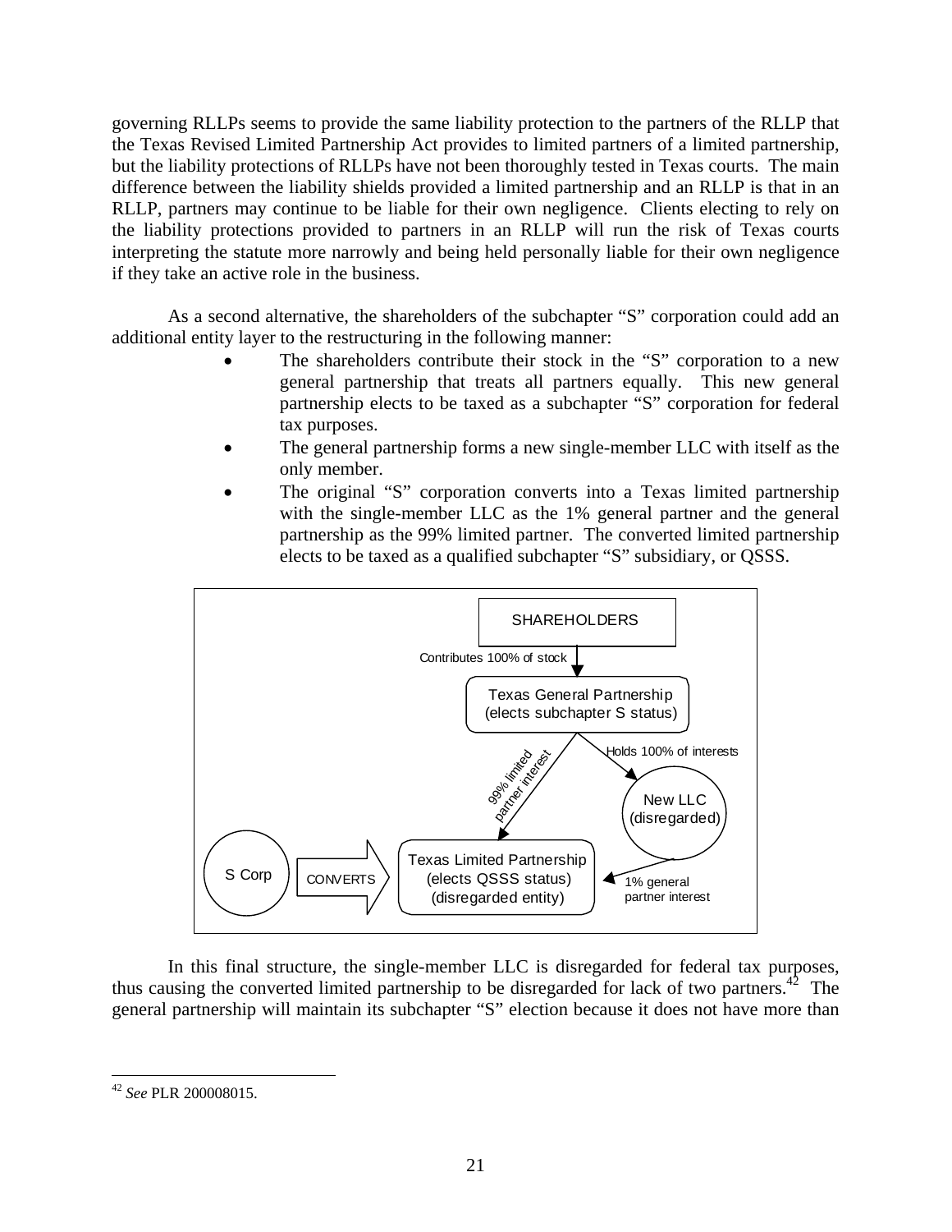governing RLLPs seems to provide the same liability protection to the partners of the RLLP that the Texas Revised Limited Partnership Act provides to limited partners of a limited partnership, but the liability protections of RLLPs have not been thoroughly tested in Texas courts. The main difference between the liability shields provided a limited partnership and an RLLP is that in an RLLP, partners may continue to be liable for their own negligence. Clients electing to rely on the liability protections provided to partners in an RLLP will run the risk of Texas courts interpreting the statute more narrowly and being held personally liable for their own negligence if they take an active role in the business.

As a second alternative, the shareholders of the subchapter "S" corporation could add an additional entity layer to the restructuring in the following manner:

- The shareholders contribute their stock in the "S" corporation to a new general partnership that treats all partners equally. This new general partnership elects to be taxed as a subchapter "S" corporation for federal tax purposes.
- The general partnership forms a new single-member LLC with itself as the only member.
- The original "S" corporation converts into a Texas limited partnership with the single-member LLC as the 1% general partner and the general partnership as the 99% limited partner. The converted limited partnership elects to be taxed as a qualified subchapter "S" subsidiary, or QSSS.

SHAREHOLDERS → Contributes 100% of stock → Texas General Partnership (elects subchapter S status)

Texas General Partnership → Holds 100% of interests → New LLC (disregarded)

Texas General Partnership → 99% limited partner interest → Texas Limited Partnership (elects QSSS status) (disregarded entity)

New LLC → 1% general partner interest → Texas Limited Partnership

S Corp → CONVERTS → Texas Limited Partnership

In this final structure, the single-member LLC is disregarded for federal tax purposes, thus causing the converted limited partnership to be disregarded for lack of two partners.[42] The general partnership will maintain its subchapter "S" election because it does not have more than

[42] *See* PLR 200008015.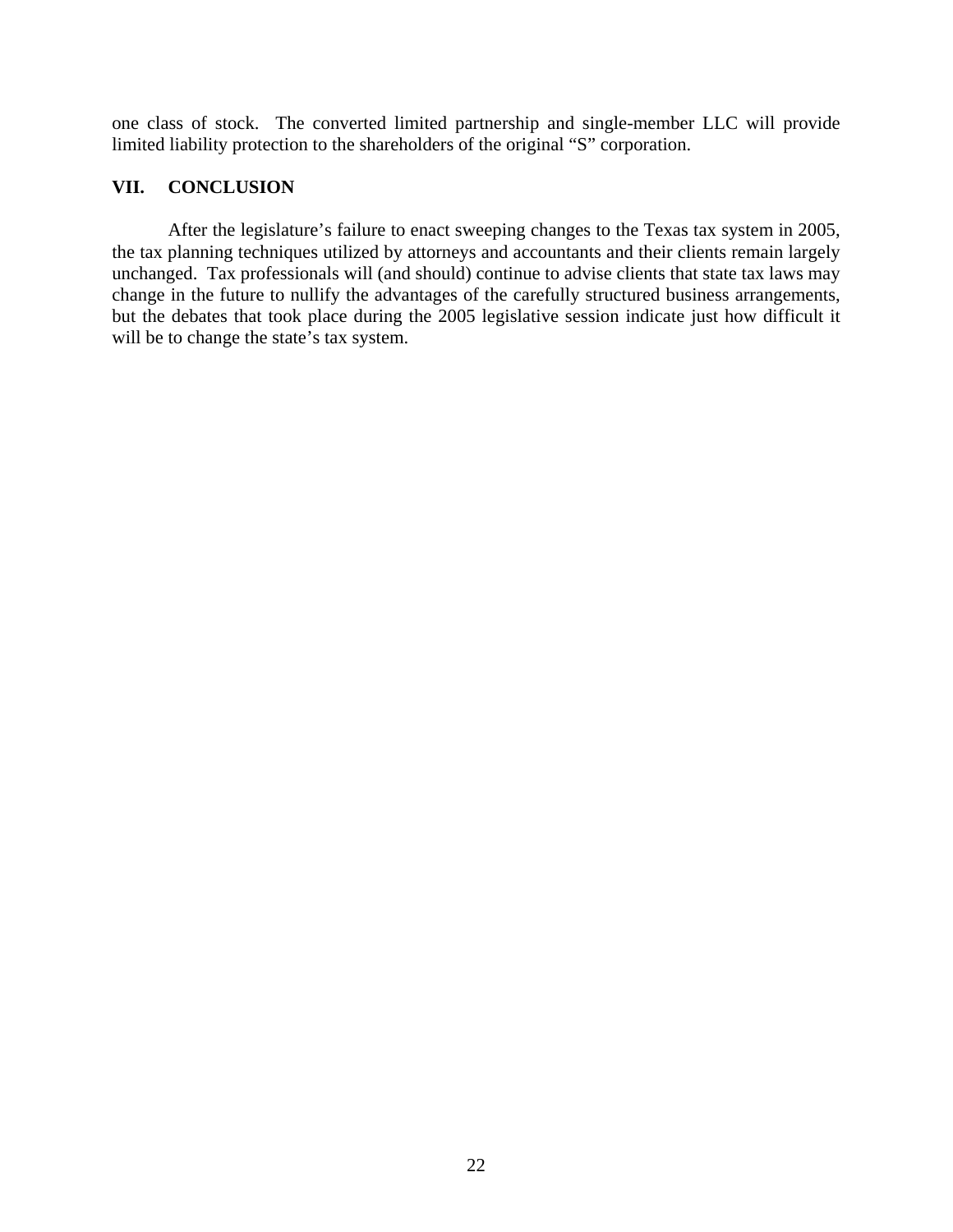one class of stock. The converted limited partnership and single-member LLC will provide limited liability protection to the shareholders of the original "S" corporation.

## VII. CONCLUSION

After the legislature's failure to enact sweeping changes to the Texas tax system in 2005, the tax planning techniques utilized by attorneys and accountants and their clients remain largely unchanged. Tax professionals will (and should) continue to advise clients that state tax laws may change in the future to nullify the advantages of the carefully structured business arrangements, but the debates that took place during the 2005 legislative session indicate just how difficult it will be to change the state's tax system.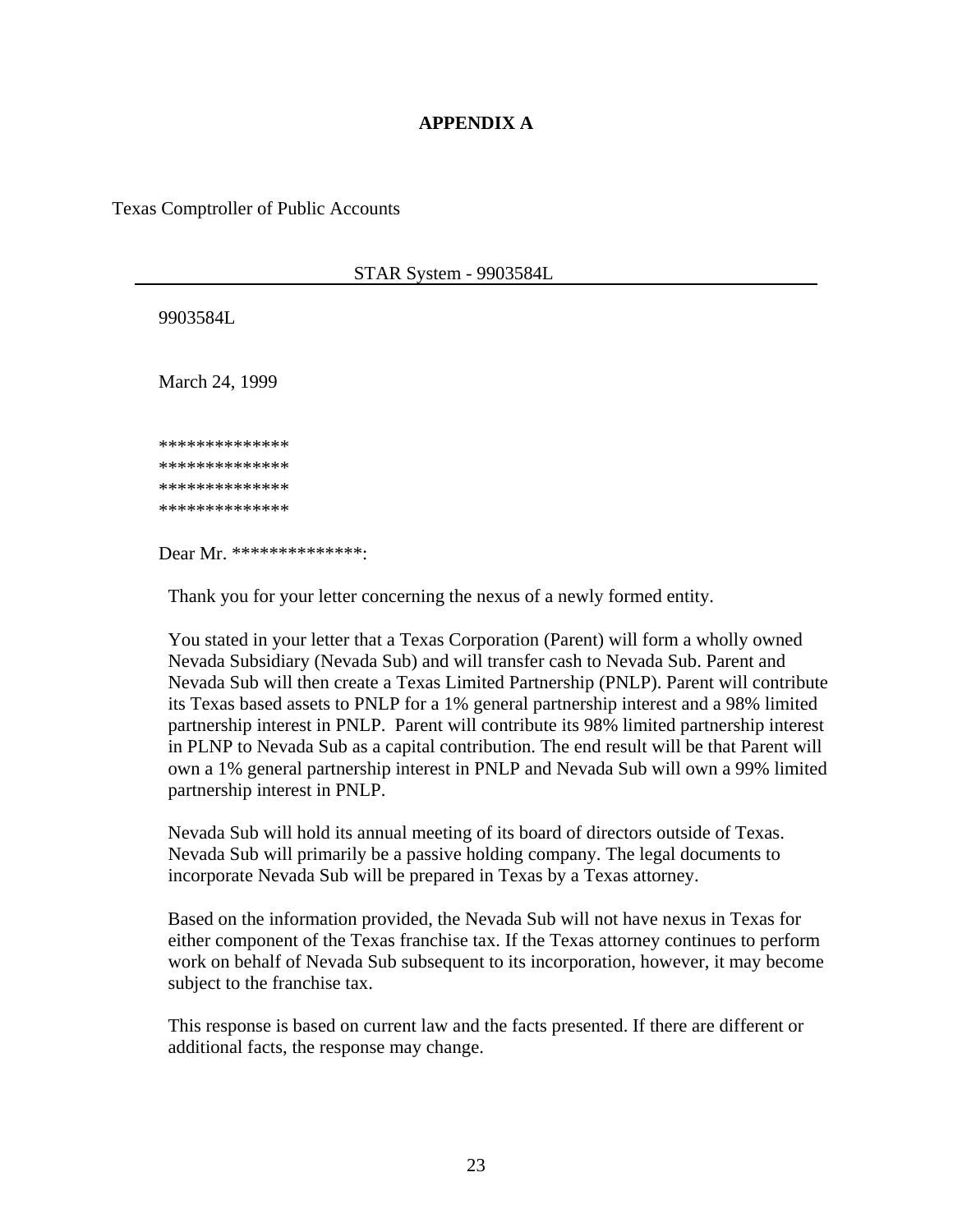**APPENDIX A**

Texas Comptroller of Public Accounts

STAR System - 9903584L

---

9903584L

March 24, 1999

**************
**************
**************
**************

Dear Mr. **************:

Thank you for your letter concerning the nexus of a newly formed entity.

You stated in your letter that a Texas Corporation (Parent) will form a wholly owned Nevada Subsidiary (Nevada Sub) and will transfer cash to Nevada Sub. Parent and Nevada Sub will then create a Texas Limited Partnership (PNLP). Parent will contribute its Texas based assets to PNLP for a 1% general partnership interest and a 98% limited partnership interest in PNLP. Parent will contribute its 98% limited partnership interest in PLNP to Nevada Sub as a capital contribution. The end result will be that Parent will own a 1% general partnership interest in PNLP and Nevada Sub will own a 99% limited partnership interest in PNLP.

Nevada Sub will hold its annual meeting of its board of directors outside of Texas. Nevada Sub will primarily be a passive holding company. The legal documents to incorporate Nevada Sub will be prepared in Texas by a Texas attorney.

Based on the information provided, the Nevada Sub will not have nexus in Texas for either component of the Texas franchise tax. If the Texas attorney continues to perform work on behalf of Nevada Sub subsequent to its incorporation, however, it may become subject to the franchise tax.

This response is based on current law and the facts presented. If there are different or additional facts, the response may change.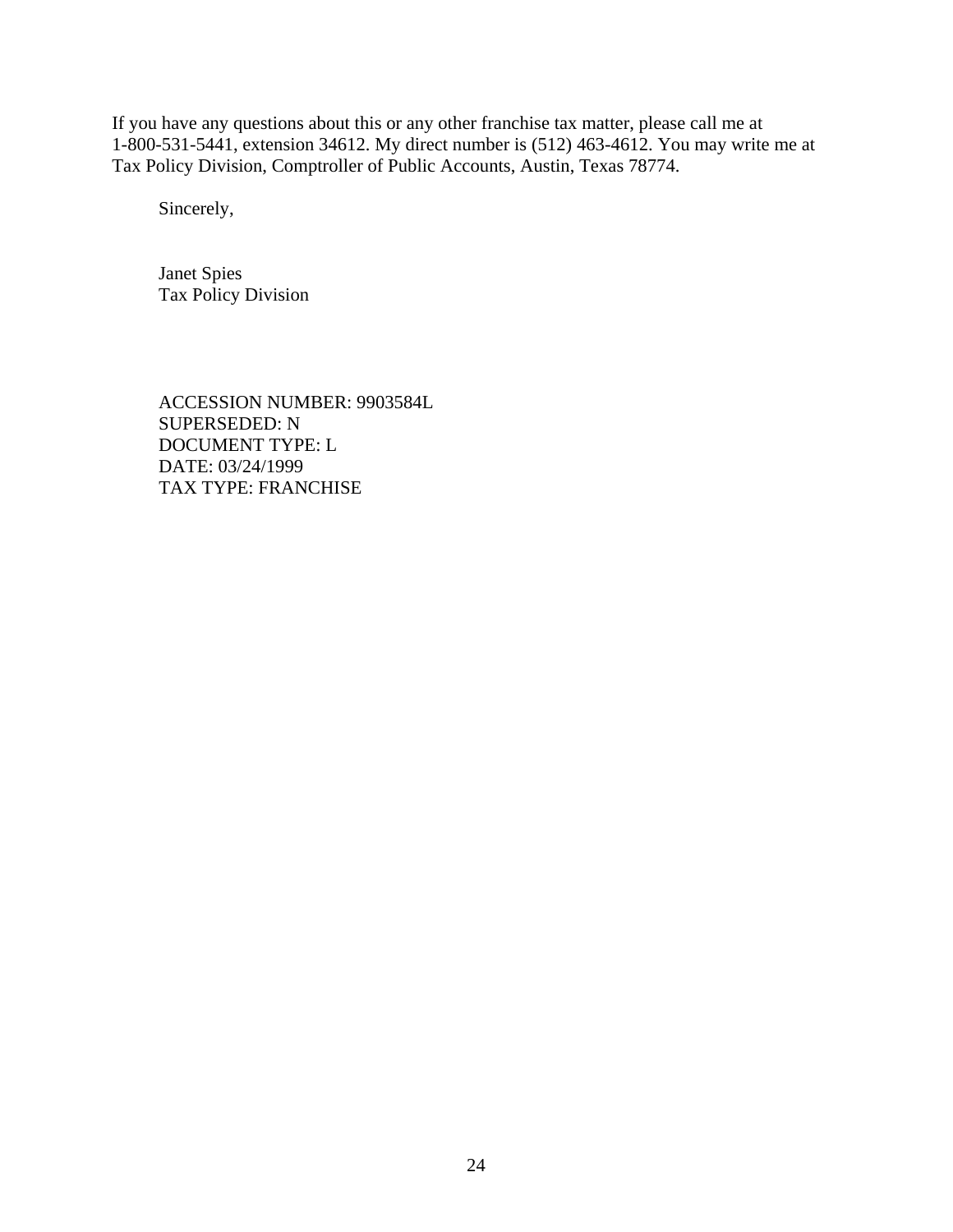If you have any questions about this or any other franchise tax matter, please call me at 1-800-531-5441, extension 34612. My direct number is (512) 463-4612. You may write me at Tax Policy Division, Comptroller of Public Accounts, Austin, Texas 78774.

Sincerely,

Janet Spies
Tax Policy Division

ACCESSION NUMBER: 9903584L
SUPERSEDED: N
DOCUMENT TYPE: L
DATE: 03/24/1999
TAX TYPE: FRANCHISE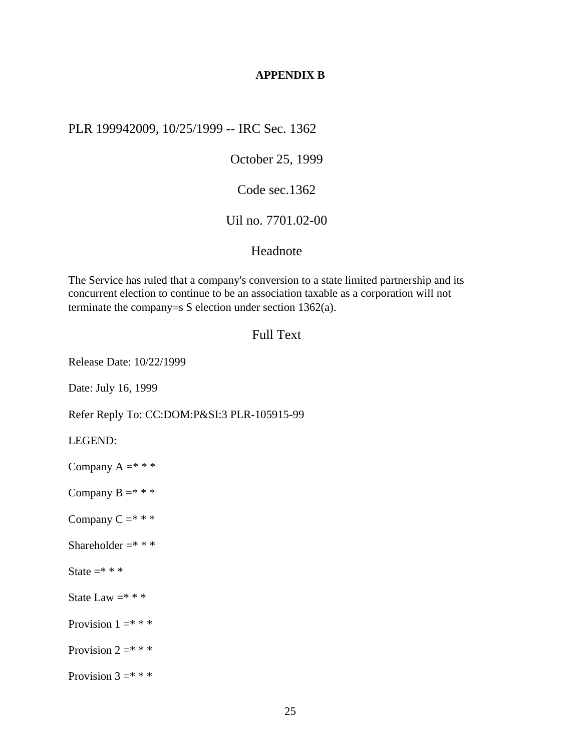**APPENDIX B**

PLR 199942009, 10/25/1999 -- IRC Sec. 1362

October 25, 1999

Code sec.1362

Uil no. 7701.02-00

## Headnote

The Service has ruled that a company's conversion to a state limited partnership and its concurrent election to continue to be an association taxable as a corporation will not terminate the company=s S election under section 1362(a).

## Full Text

Release Date: 10/22/1999

Date: July 16, 1999

Refer Reply To: CC:DOM:P&SI:3 PLR-105915-99

LEGEND:

Company A =* * *

Company B =* * *

Company C =* * *

Shareholder =* * *

State =* * *

State Law =* * *

Provision 1 =* * *

Provision 2 =* * *

Provision 3 =* * *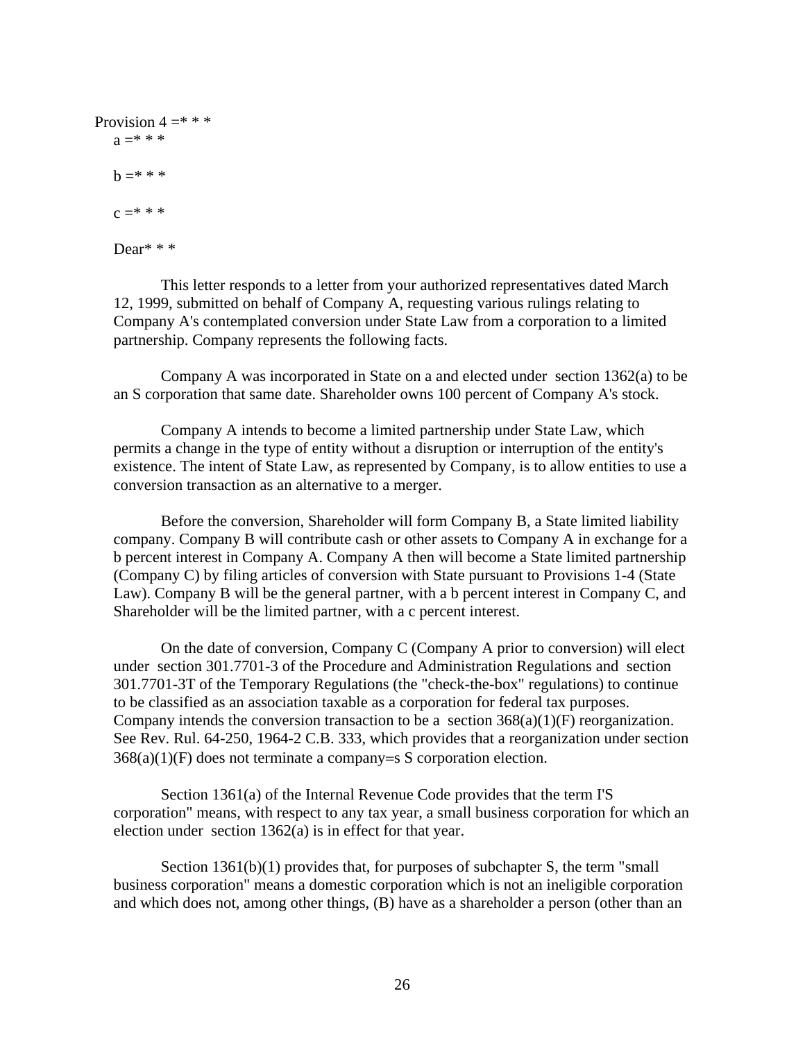Provision 4 =* * *

a =* * *

b =* * *

c =* * *

Dear* * *

This letter responds to a letter from your authorized representatives dated March 12, 1999, submitted on behalf of Company A, requesting various rulings relating to Company A's contemplated conversion under State Law from a corporation to a limited partnership. Company represents the following facts.

Company A was incorporated in State on a and elected under section 1362(a) to be an S corporation that same date. Shareholder owns 100 percent of Company A's stock.

Company A intends to become a limited partnership under State Law, which permits a change in the type of entity without a disruption or interruption of the entity's existence. The intent of State Law, as represented by Company, is to allow entities to use a conversion transaction as an alternative to a merger.

Before the conversion, Shareholder will form Company B, a State limited liability company. Company B will contribute cash or other assets to Company A in exchange for a b percent interest in Company A. Company A then will become a State limited partnership (Company C) by filing articles of conversion with State pursuant to Provisions 1-4 (State Law). Company B will be the general partner, with a b percent interest in Company C, and Shareholder will be the limited partner, with a c percent interest.

On the date of conversion, Company C (Company A prior to conversion) will elect under section 301.7701-3 of the Procedure and Administration Regulations and section 301.7701-3T of the Temporary Regulations (the "check-the-box" regulations) to continue to be classified as an association taxable as a corporation for federal tax purposes. Company intends the conversion transaction to be a section 368(a)(1)(F) reorganization. See Rev. Rul. 64-250, 1964-2 C.B. 333, which provides that a reorganization under section 368(a)(1)(F) does not terminate a company=s S corporation election.

Section 1361(a) of the Internal Revenue Code provides that the term I'S corporation" means, with respect to any tax year, a small business corporation for which an election under section 1362(a) is in effect for that year.

Section 1361(b)(1) provides that, for purposes of subchapter S, the term "small business corporation" means a domestic corporation which is not an ineligible corporation and which does not, among other things, (B) have as a shareholder a person (other than an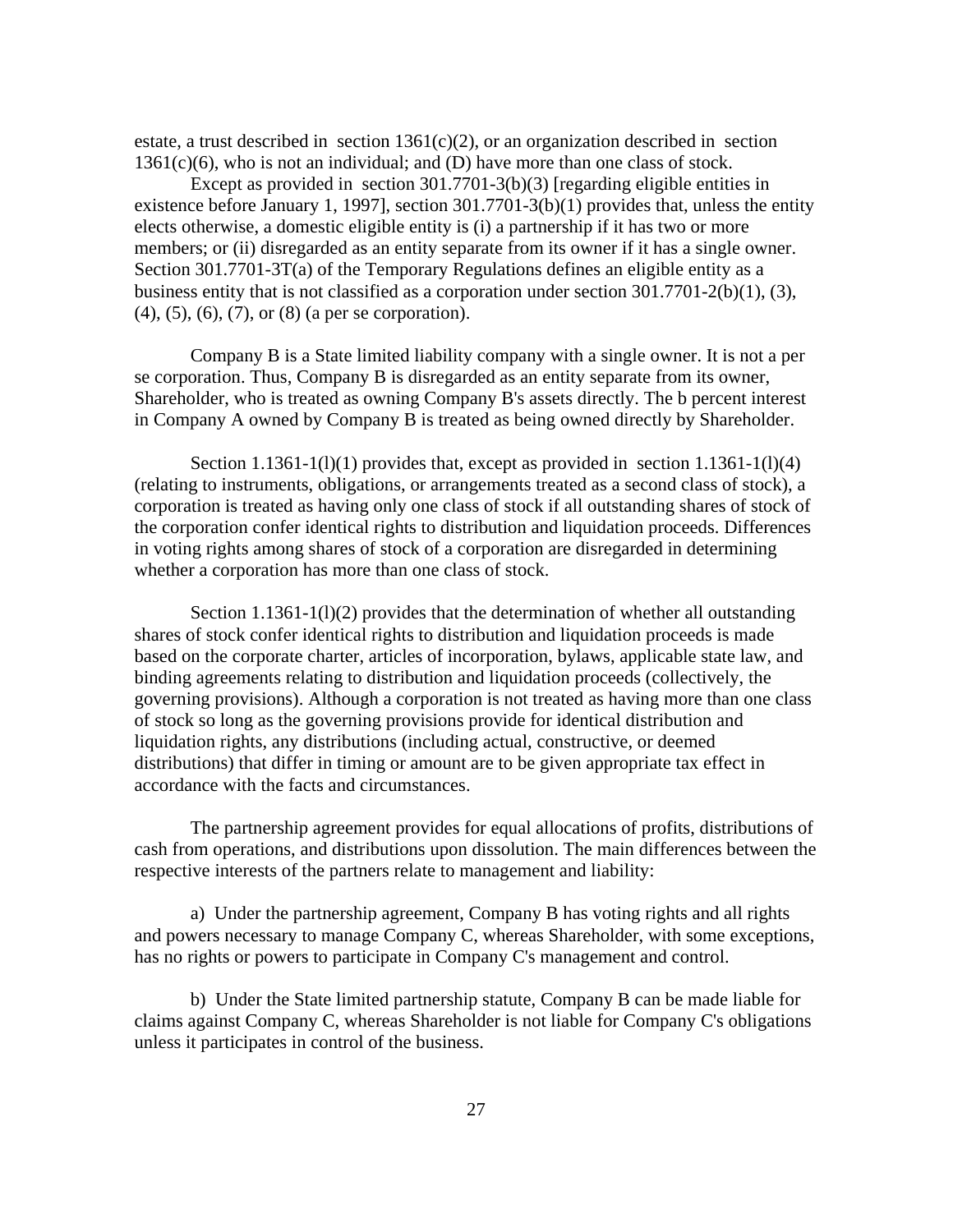estate, a trust described in section 1361(c)(2), or an organization described in section 1361(c)(6), who is not an individual; and (D) have more than one class of stock.

Except as provided in section 301.7701-3(b)(3) [regarding eligible entities in existence before January 1, 1997], section 301.7701-3(b)(1) provides that, unless the entity elects otherwise, a domestic eligible entity is (i) a partnership if it has two or more members; or (ii) disregarded as an entity separate from its owner if it has a single owner. Section 301.7701-3T(a) of the Temporary Regulations defines an eligible entity as a business entity that is not classified as a corporation under section 301.7701-2(b)(1), (3), (4), (5), (6), (7), or (8) (a per se corporation).

Company B is a State limited liability company with a single owner. It is not a per se corporation. Thus, Company B is disregarded as an entity separate from its owner, Shareholder, who is treated as owning Company B's assets directly. The b percent interest in Company A owned by Company B is treated as being owned directly by Shareholder.

Section 1.1361-1(l)(1) provides that, except as provided in section 1.1361-1(l)(4) (relating to instruments, obligations, or arrangements treated as a second class of stock), a corporation is treated as having only one class of stock if all outstanding shares of stock of the corporation confer identical rights to distribution and liquidation proceeds. Differences in voting rights among shares of stock of a corporation are disregarded in determining whether a corporation has more than one class of stock.

Section 1.1361-1(l)(2) provides that the determination of whether all outstanding shares of stock confer identical rights to distribution and liquidation proceeds is made based on the corporate charter, articles of incorporation, bylaws, applicable state law, and binding agreements relating to distribution and liquidation proceeds (collectively, the governing provisions). Although a corporation is not treated as having more than one class of stock so long as the governing provisions provide for identical distribution and liquidation rights, any distributions (including actual, constructive, or deemed distributions) that differ in timing or amount are to be given appropriate tax effect in accordance with the facts and circumstances.

The partnership agreement provides for equal allocations of profits, distributions of cash from operations, and distributions upon dissolution. The main differences between the respective interests of the partners relate to management and liability:

a) Under the partnership agreement, Company B has voting rights and all rights and powers necessary to manage Company C, whereas Shareholder, with some exceptions, has no rights or powers to participate in Company C's management and control.

b) Under the State limited partnership statute, Company B can be made liable for claims against Company C, whereas Shareholder is not liable for Company C's obligations unless it participates in control of the business.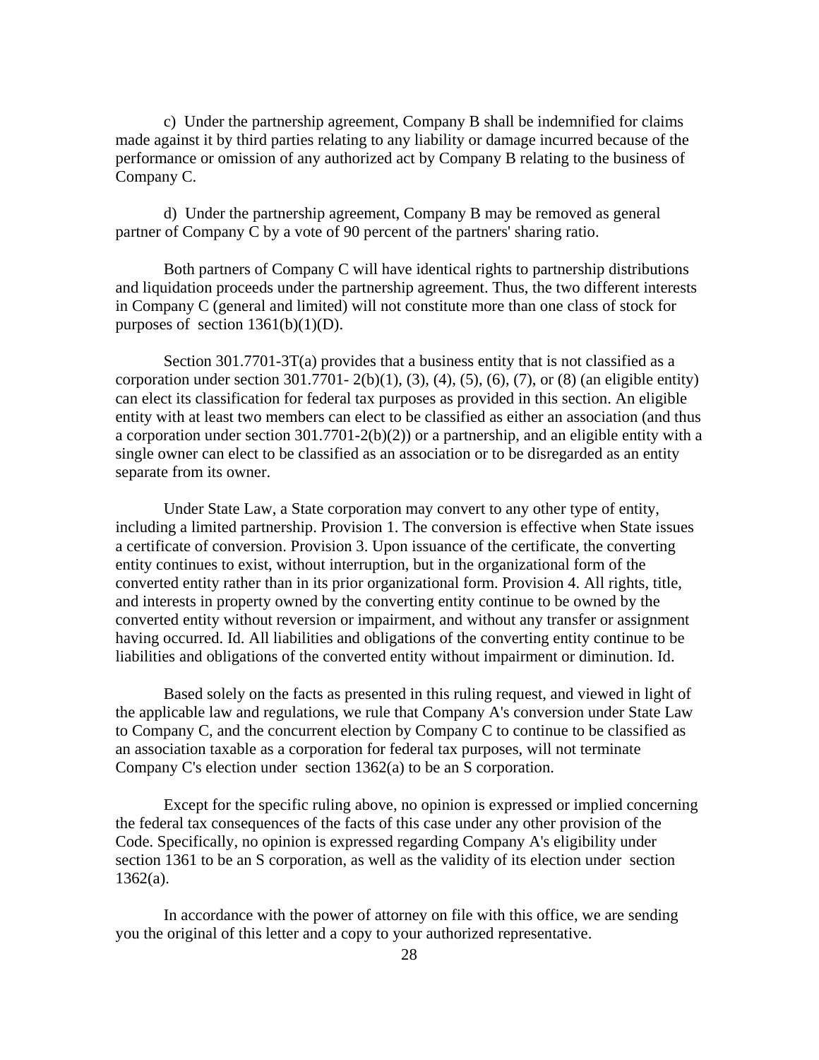c) Under the partnership agreement, Company B shall be indemnified for claims made against it by third parties relating to any liability or damage incurred because of the performance or omission of any authorized act by Company B relating to the business of Company C.

d) Under the partnership agreement, Company B may be removed as general partner of Company C by a vote of 90 percent of the partners' sharing ratio.

Both partners of Company C will have identical rights to partnership distributions and liquidation proceeds under the partnership agreement. Thus, the two different interests in Company C (general and limited) will not constitute more than one class of stock for purposes of section 1361(b)(1)(D).

Section 301.7701-3T(a) provides that a business entity that is not classified as a corporation under section 301.7701- 2(b)(1), (3), (4), (5), (6), (7), or (8) (an eligible entity) can elect its classification for federal tax purposes as provided in this section. An eligible entity with at least two members can elect to be classified as either an association (and thus a corporation under section 301.7701-2(b)(2)) or a partnership, and an eligible entity with a single owner can elect to be classified as an association or to be disregarded as an entity separate from its owner.

Under State Law, a State corporation may convert to any other type of entity, including a limited partnership. Provision 1. The conversion is effective when State issues a certificate of conversion. Provision 3. Upon issuance of the certificate, the converting entity continues to exist, without interruption, but in the organizational form of the converted entity rather than in its prior organizational form. Provision 4. All rights, title, and interests in property owned by the converting entity continue to be owned by the converted entity without reversion or impairment, and without any transfer or assignment having occurred. Id. All liabilities and obligations of the converting entity continue to be liabilities and obligations of the converted entity without impairment or diminution. Id.

Based solely on the facts as presented in this ruling request, and viewed in light of the applicable law and regulations, we rule that Company A's conversion under State Law to Company C, and the concurrent election by Company C to continue to be classified as an association taxable as a corporation for federal tax purposes, will not terminate Company C's election under section 1362(a) to be an S corporation.

Except for the specific ruling above, no opinion is expressed or implied concerning the federal tax consequences of the facts of this case under any other provision of the Code. Specifically, no opinion is expressed regarding Company A's eligibility under section 1361 to be an S corporation, as well as the validity of its election under section 1362(a).

In accordance with the power of attorney on file with this office, we are sending you the original of this letter and a copy to your authorized representative.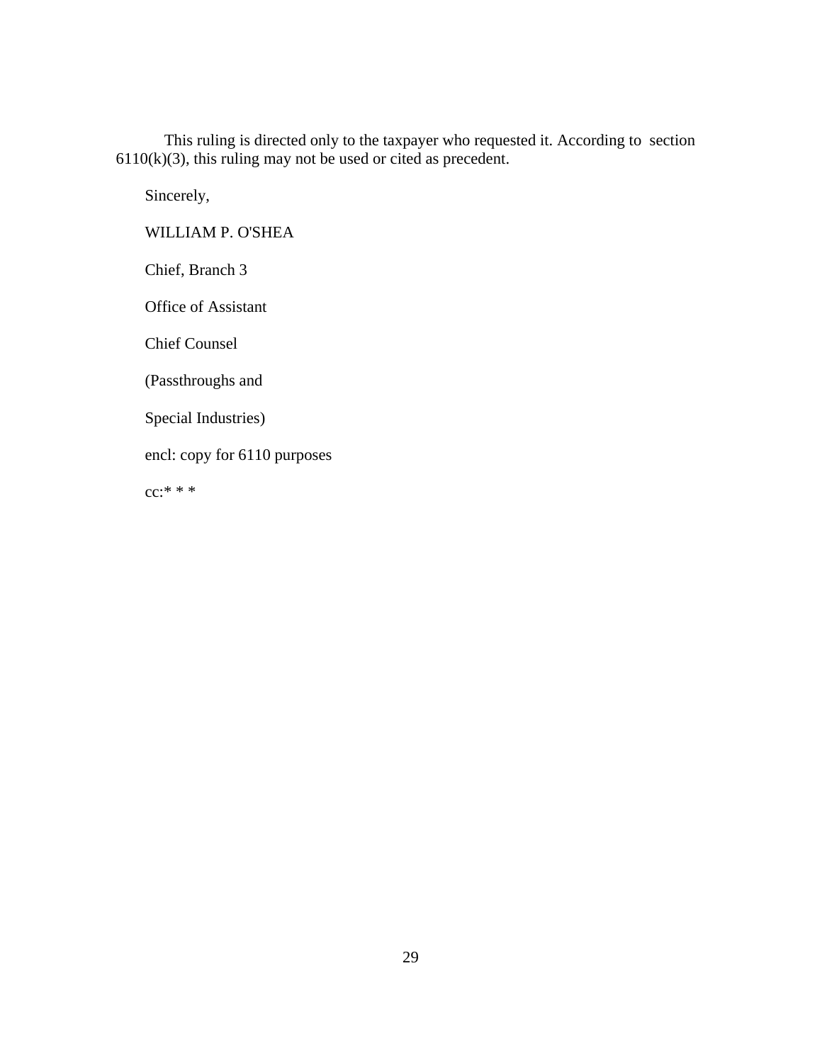This ruling is directed only to the taxpayer who requested it. According to section 6110(k)(3), this ruling may not be used or cited as precedent.

Sincerely,

WILLIAM P. O'SHEA

Chief, Branch 3

Office of Assistant

Chief Counsel

(Passthroughs and

Special Industries)

encl: copy for 6110 purposes

cc:* * *